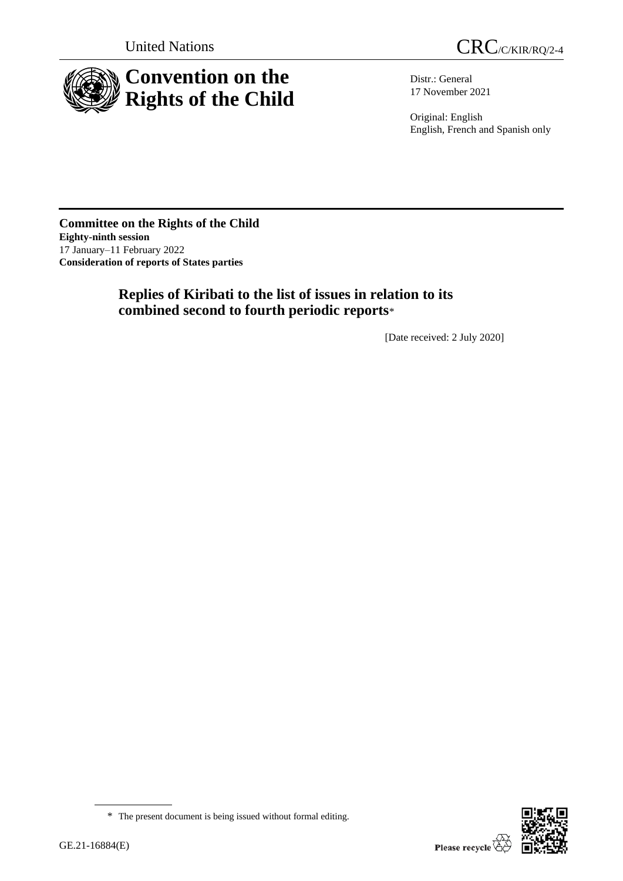United Nations

CRC/C/KIR/RQ/2-4

# Convention on the Rights of the Child

Distr.: General
17 November 2021

Original: English
English, French and Spanish only

**Committee on the Rights of the Child**
**Eighty-ninth session**
17 January–11 February 2022
**Consideration of reports of States parties**

## Replies of Kiribati to the list of issues in relation to its combined second to fourth periodic reports*

[Date received: 2 July 2020]

\* The present document is being issued without formal editing.

GE.21-16884(E)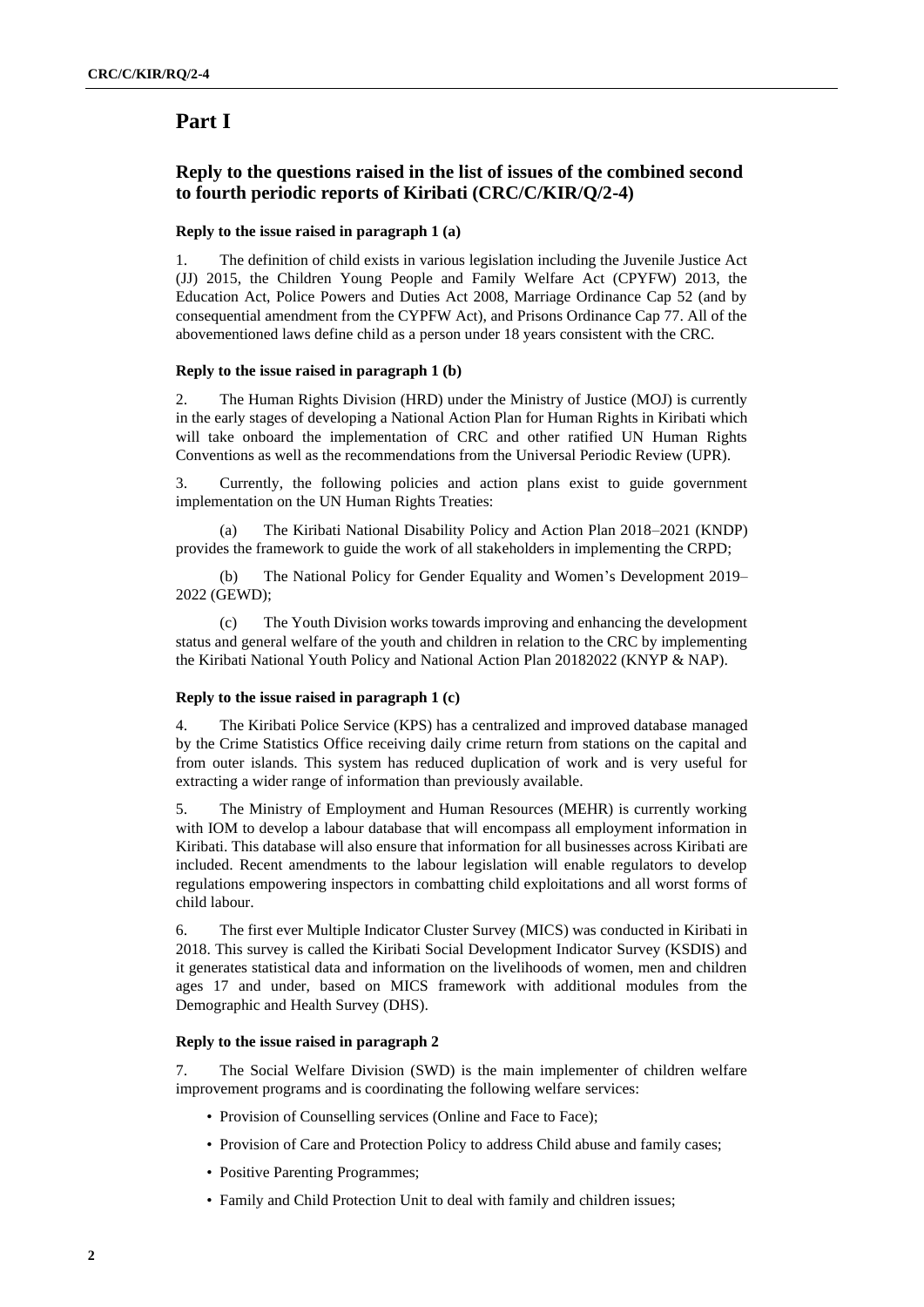# Part I

## Reply to the questions raised in the list of issues of the combined second to fourth periodic reports of Kiribati (CRC/C/KIR/Q/2-4)

### Reply to the issue raised in paragraph 1 (a)

1. The definition of child exists in various legislation including the Juvenile Justice Act (JJ) 2015, the Children Young People and Family Welfare Act (CPYFW) 2013, the Education Act, Police Powers and Duties Act 2008, Marriage Ordinance Cap 52 (and by consequential amendment from the CYPFW Act), and Prisons Ordinance Cap 77. All of the abovementioned laws define child as a person under 18 years consistent with the CRC.

### Reply to the issue raised in paragraph 1 (b)

2. The Human Rights Division (HRD) under the Ministry of Justice (MOJ) is currently in the early stages of developing a National Action Plan for Human Rights in Kiribati which will take onboard the implementation of CRC and other ratified UN Human Rights Conventions as well as the recommendations from the Universal Periodic Review (UPR).

3. Currently, the following policies and action plans exist to guide government implementation on the UN Human Rights Treaties:

(a) The Kiribati National Disability Policy and Action Plan 2018–2021 (KNDP) provides the framework to guide the work of all stakeholders in implementing the CRPD;

(b) The National Policy for Gender Equality and Women's Development 2019–2022 (GEWD);

(c) The Youth Division works towards improving and enhancing the development status and general welfare of the youth and children in relation to the CRC by implementing the Kiribati National Youth Policy and National Action Plan 20182022 (KNYP & NAP).

### Reply to the issue raised in paragraph 1 (c)

4. The Kiribati Police Service (KPS) has a centralized and improved database managed by the Crime Statistics Office receiving daily crime return from stations on the capital and from outer islands. This system has reduced duplication of work and is very useful for extracting a wider range of information than previously available.

5. The Ministry of Employment and Human Resources (MEHR) is currently working with IOM to develop a labour database that will encompass all employment information in Kiribati. This database will also ensure that information for all businesses across Kiribati are included. Recent amendments to the labour legislation will enable regulators to develop regulations empowering inspectors in combatting child exploitations and all worst forms of child labour.

6. The first ever Multiple Indicator Cluster Survey (MICS) was conducted in Kiribati in 2018. This survey is called the Kiribati Social Development Indicator Survey (KSDIS) and it generates statistical data and information on the livelihoods of women, men and children ages 17 and under, based on MICS framework with additional modules from the Demographic and Health Survey (DHS).

### Reply to the issue raised in paragraph 2

7. The Social Welfare Division (SWD) is the main implementer of children welfare improvement programs and is coordinating the following welfare services:

- Provision of Counselling services (Online and Face to Face);
- Provision of Care and Protection Policy to address Child abuse and family cases;
- Positive Parenting Programmes;
- Family and Child Protection Unit to deal with family and children issues;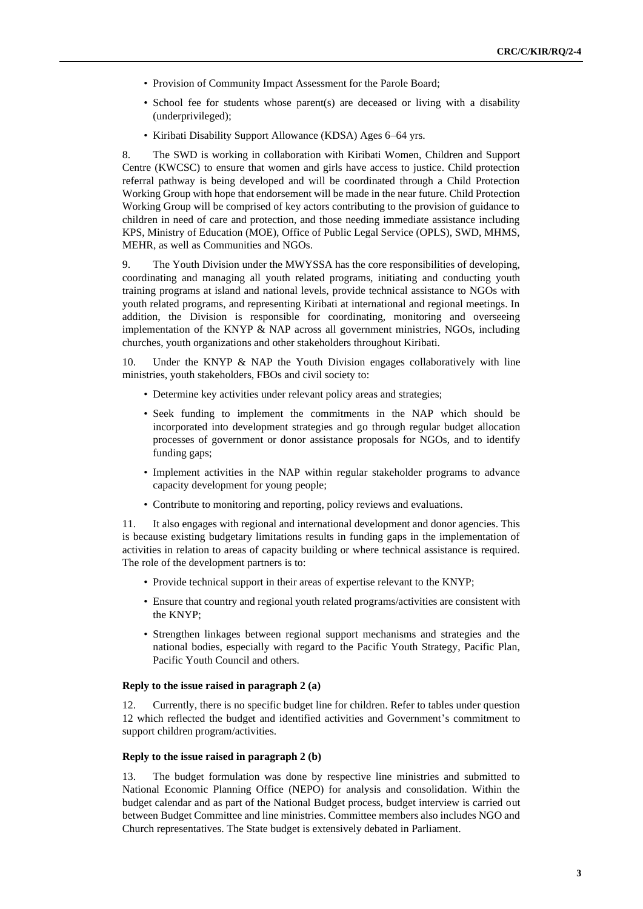- Provision of Community Impact Assessment for the Parole Board;
- School fee for students whose parent(s) are deceased or living with a disability (underprivileged);
- Kiribati Disability Support Allowance (KDSA) Ages 6–64 yrs.

8. The SWD is working in collaboration with Kiribati Women, Children and Support Centre (KWCSC) to ensure that women and girls have access to justice. Child protection referral pathway is being developed and will be coordinated through a Child Protection Working Group with hope that endorsement will be made in the near future. Child Protection Working Group will be comprised of key actors contributing to the provision of guidance to children in need of care and protection, and those needing immediate assistance including KPS, Ministry of Education (MOE), Office of Public Legal Service (OPLS), SWD, MHMS, MEHR, as well as Communities and NGOs.

9. The Youth Division under the MWYSSA has the core responsibilities of developing, coordinating and managing all youth related programs, initiating and conducting youth training programs at island and national levels, provide technical assistance to NGOs with youth related programs, and representing Kiribati at international and regional meetings. In addition, the Division is responsible for coordinating, monitoring and overseeing implementation of the KNYP & NAP across all government ministries, NGOs, including churches, youth organizations and other stakeholders throughout Kiribati.

10. Under the KNYP & NAP the Youth Division engages collaboratively with line ministries, youth stakeholders, FBOs and civil society to:

- Determine key activities under relevant policy areas and strategies;
- Seek funding to implement the commitments in the NAP which should be incorporated into development strategies and go through regular budget allocation processes of government or donor assistance proposals for NGOs, and to identify funding gaps;
- Implement activities in the NAP within regular stakeholder programs to advance capacity development for young people;
- Contribute to monitoring and reporting, policy reviews and evaluations.

11. It also engages with regional and international development and donor agencies. This is because existing budgetary limitations results in funding gaps in the implementation of activities in relation to areas of capacity building or where technical assistance is required. The role of the development partners is to:

- Provide technical support in their areas of expertise relevant to the KNYP;
- Ensure that country and regional youth related programs/activities are consistent with the KNYP;
- Strengthen linkages between regional support mechanisms and strategies and the national bodies, especially with regard to the Pacific Youth Strategy, Pacific Plan, Pacific Youth Council and others.

#### Reply to the issue raised in paragraph 2 (a)

12. Currently, there is no specific budget line for children. Refer to tables under question 12 which reflected the budget and identified activities and Government's commitment to support children program/activities.

#### Reply to the issue raised in paragraph 2 (b)

13. The budget formulation was done by respective line ministries and submitted to National Economic Planning Office (NEPO) for analysis and consolidation. Within the budget calendar and as part of the National Budget process, budget interview is carried out between Budget Committee and line ministries. Committee members also includes NGO and Church representatives. The State budget is extensively debated in Parliament.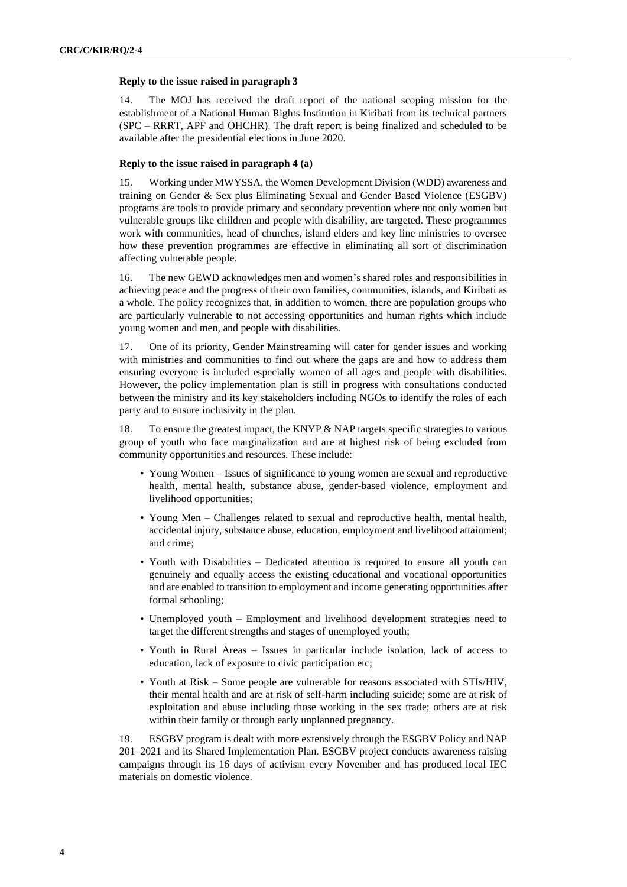**Reply to the issue raised in paragraph 3**

14. The MOJ has received the draft report of the national scoping mission for the establishment of a National Human Rights Institution in Kiribati from its technical partners (SPC – RRRT, APF and OHCHR). The draft report is being finalized and scheduled to be available after the presidential elections in June 2020.

**Reply to the issue raised in paragraph 4 (a)**

15. Working under MWYSSA, the Women Development Division (WDD) awareness and training on Gender & Sex plus Eliminating Sexual and Gender Based Violence (ESGBV) programs are tools to provide primary and secondary prevention where not only women but vulnerable groups like children and people with disability, are targeted. These programmes work with communities, head of churches, island elders and key line ministries to oversee how these prevention programmes are effective in eliminating all sort of discrimination affecting vulnerable people.

16. The new GEWD acknowledges men and women's shared roles and responsibilities in achieving peace and the progress of their own families, communities, islands, and Kiribati as a whole. The policy recognizes that, in addition to women, there are population groups who are particularly vulnerable to not accessing opportunities and human rights which include young women and men, and people with disabilities.

17. One of its priority, Gender Mainstreaming will cater for gender issues and working with ministries and communities to find out where the gaps are and how to address them ensuring everyone is included especially women of all ages and people with disabilities. However, the policy implementation plan is still in progress with consultations conducted between the ministry and its key stakeholders including NGOs to identify the roles of each party and to ensure inclusivity in the plan.

18. To ensure the greatest impact, the KNYP & NAP targets specific strategies to various group of youth who face marginalization and are at highest risk of being excluded from community opportunities and resources. These include:

- Young Women – Issues of significance to young women are sexual and reproductive health, mental health, substance abuse, gender-based violence, employment and livelihood opportunities;
- Young Men – Challenges related to sexual and reproductive health, mental health, accidental injury, substance abuse, education, employment and livelihood attainment; and crime;
- Youth with Disabilities – Dedicated attention is required to ensure all youth can genuinely and equally access the existing educational and vocational opportunities and are enabled to transition to employment and income generating opportunities after formal schooling;
- Unemployed youth – Employment and livelihood development strategies need to target the different strengths and stages of unemployed youth;
- Youth in Rural Areas – Issues in particular include isolation, lack of access to education, lack of exposure to civic participation etc;
- Youth at Risk – Some people are vulnerable for reasons associated with STIs/HIV, their mental health and are at risk of self-harm including suicide; some are at risk of exploitation and abuse including those working in the sex trade; others are at risk within their family or through early unplanned pregnancy.

19. ESGBV program is dealt with more extensively through the ESGBV Policy and NAP 201–2021 and its Shared Implementation Plan. ESGBV project conducts awareness raising campaigns through its 16 days of activism every November and has produced local IEC materials on domestic violence.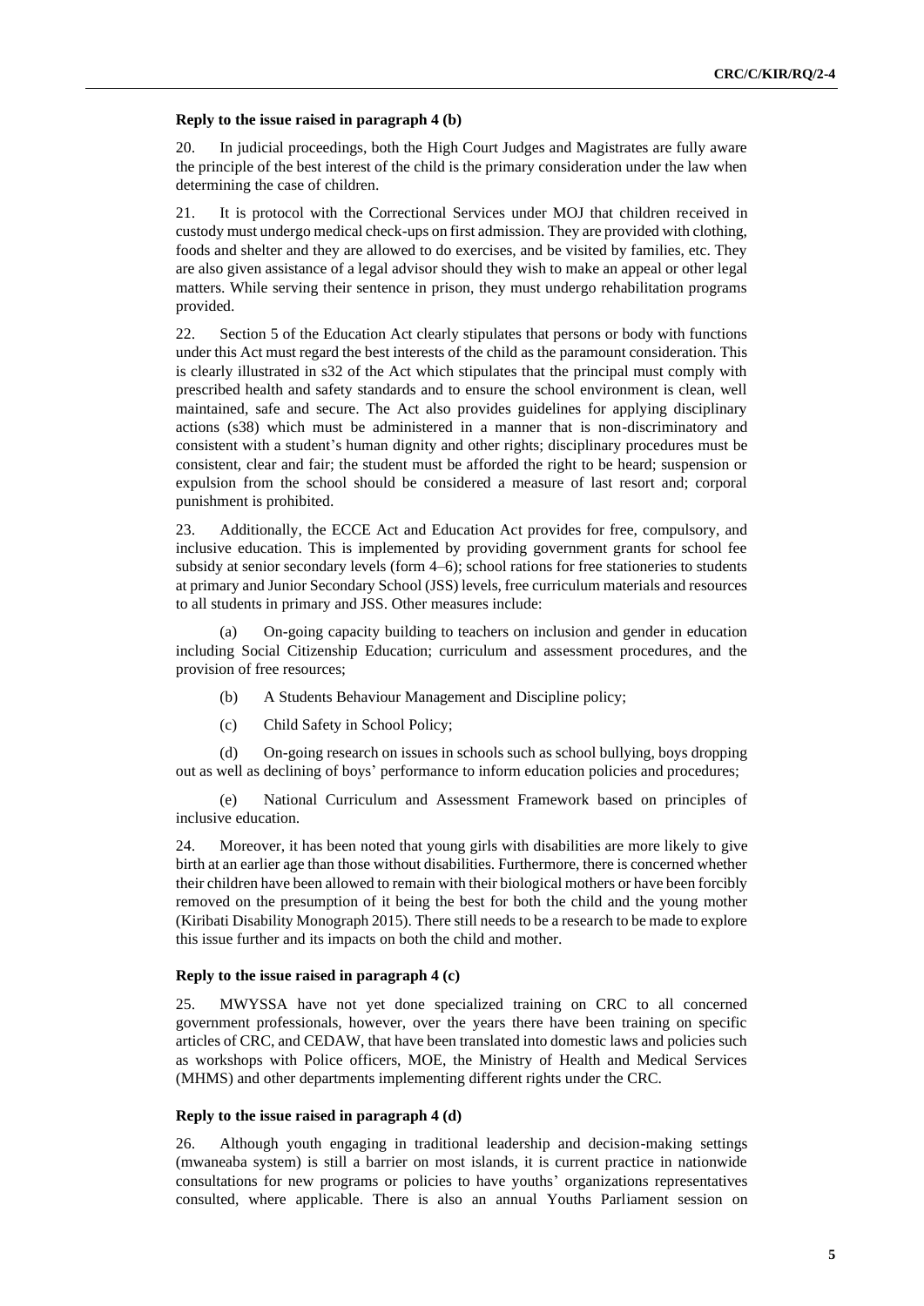#### Reply to the issue raised in paragraph 4 (b)

20. In judicial proceedings, both the High Court Judges and Magistrates are fully aware the principle of the best interest of the child is the primary consideration under the law when determining the case of children.

21. It is protocol with the Correctional Services under MOJ that children received in custody must undergo medical check-ups on first admission. They are provided with clothing, foods and shelter and they are allowed to do exercises, and be visited by families, etc. They are also given assistance of a legal advisor should they wish to make an appeal or other legal matters. While serving their sentence in prison, they must undergo rehabilitation programs provided.

22. Section 5 of the Education Act clearly stipulates that persons or body with functions under this Act must regard the best interests of the child as the paramount consideration. This is clearly illustrated in s32 of the Act which stipulates that the principal must comply with prescribed health and safety standards and to ensure the school environment is clean, well maintained, safe and secure. The Act also provides guidelines for applying disciplinary actions (s38) which must be administered in a manner that is non-discriminatory and consistent with a student's human dignity and other rights; disciplinary procedures must be consistent, clear and fair; the student must be afforded the right to be heard; suspension or expulsion from the school should be considered a measure of last resort and; corporal punishment is prohibited.

23. Additionally, the ECCE Act and Education Act provides for free, compulsory, and inclusive education. This is implemented by providing government grants for school fee subsidy at senior secondary levels (form 4–6); school rations for free stationeries to students at primary and Junior Secondary School (JSS) levels, free curriculum materials and resources to all students in primary and JSS. Other measures include:

(a) On-going capacity building to teachers on inclusion and gender in education including Social Citizenship Education; curriculum and assessment procedures, and the provision of free resources;

(b) A Students Behaviour Management and Discipline policy;

(c) Child Safety in School Policy;

(d) On-going research on issues in schools such as school bullying, boys dropping out as well as declining of boys' performance to inform education policies and procedures;

(e) National Curriculum and Assessment Framework based on principles of inclusive education.

24. Moreover, it has been noted that young girls with disabilities are more likely to give birth at an earlier age than those without disabilities. Furthermore, there is concerned whether their children have been allowed to remain with their biological mothers or have been forcibly removed on the presumption of it being the best for both the child and the young mother (Kiribati Disability Monograph 2015). There still needs to be a research to be made to explore this issue further and its impacts on both the child and mother.

#### Reply to the issue raised in paragraph 4 (c)

25. MWYSSA have not yet done specialized training on CRC to all concerned government professionals, however, over the years there have been training on specific articles of CRC, and CEDAW, that have been translated into domestic laws and policies such as workshops with Police officers, MOE, the Ministry of Health and Medical Services (MHMS) and other departments implementing different rights under the CRC.

#### Reply to the issue raised in paragraph 4 (d)

26. Although youth engaging in traditional leadership and decision-making settings (mwaneaba system) is still a barrier on most islands, it is current practice in nationwide consultations for new programs or policies to have youths' organizations representatives consulted, where applicable. There is also an annual Youths Parliament session on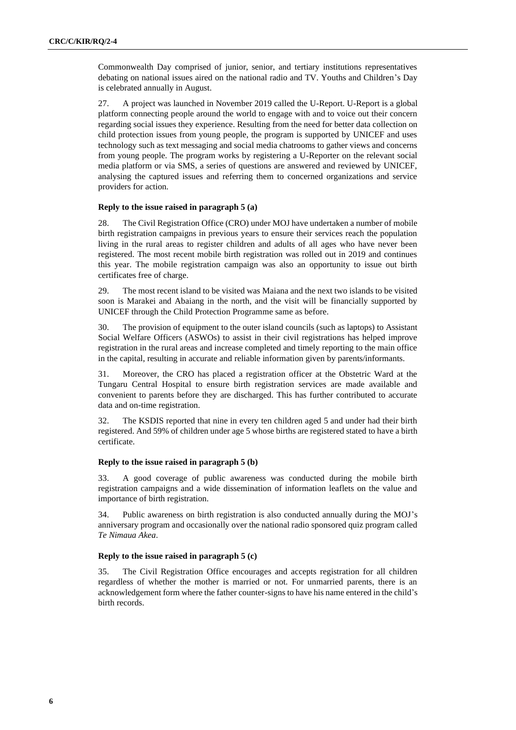Commonwealth Day comprised of junior, senior, and tertiary institutions representatives debating on national issues aired on the national radio and TV. Youths and Children's Day is celebrated annually in August.

27. A project was launched in November 2019 called the U-Report. U-Report is a global platform connecting people around the world to engage with and to voice out their concern regarding social issues they experience. Resulting from the need for better data collection on child protection issues from young people, the program is supported by UNICEF and uses technology such as text messaging and social media chatrooms to gather views and concerns from young people. The program works by registering a U-Reporter on the relevant social media platform or via SMS, a series of questions are answered and reviewed by UNICEF, analysing the captured issues and referring them to concerned organizations and service providers for action.

### Reply to the issue raised in paragraph 5 (a)

28. The Civil Registration Office (CRO) under MOJ have undertaken a number of mobile birth registration campaigns in previous years to ensure their services reach the population living in the rural areas to register children and adults of all ages who have never been registered. The most recent mobile birth registration was rolled out in 2019 and continues this year. The mobile registration campaign was also an opportunity to issue out birth certificates free of charge.

29. The most recent island to be visited was Maiana and the next two islands to be visited soon is Marakei and Abaiang in the north, and the visit will be financially supported by UNICEF through the Child Protection Programme same as before.

30. The provision of equipment to the outer island councils (such as laptops) to Assistant Social Welfare Officers (ASWOs) to assist in their civil registrations has helped improve registration in the rural areas and increase completed and timely reporting to the main office in the capital, resulting in accurate and reliable information given by parents/informants.

31. Moreover, the CRO has placed a registration officer at the Obstetric Ward at the Tungaru Central Hospital to ensure birth registration services are made available and convenient to parents before they are discharged. This has further contributed to accurate data and on-time registration.

32. The KSDIS reported that nine in every ten children aged 5 and under had their birth registered. And 59% of children under age 5 whose births are registered stated to have a birth certificate.

### Reply to the issue raised in paragraph 5 (b)

33. A good coverage of public awareness was conducted during the mobile birth registration campaigns and a wide dissemination of information leaflets on the value and importance of birth registration.

34. Public awareness on birth registration is also conducted annually during the MOJ's anniversary program and occasionally over the national radio sponsored quiz program called *Te Nimaua Akea*.

### Reply to the issue raised in paragraph 5 (c)

35. The Civil Registration Office encourages and accepts registration for all children regardless of whether the mother is married or not. For unmarried parents, there is an acknowledgement form where the father counter-signs to have his name entered in the child's birth records.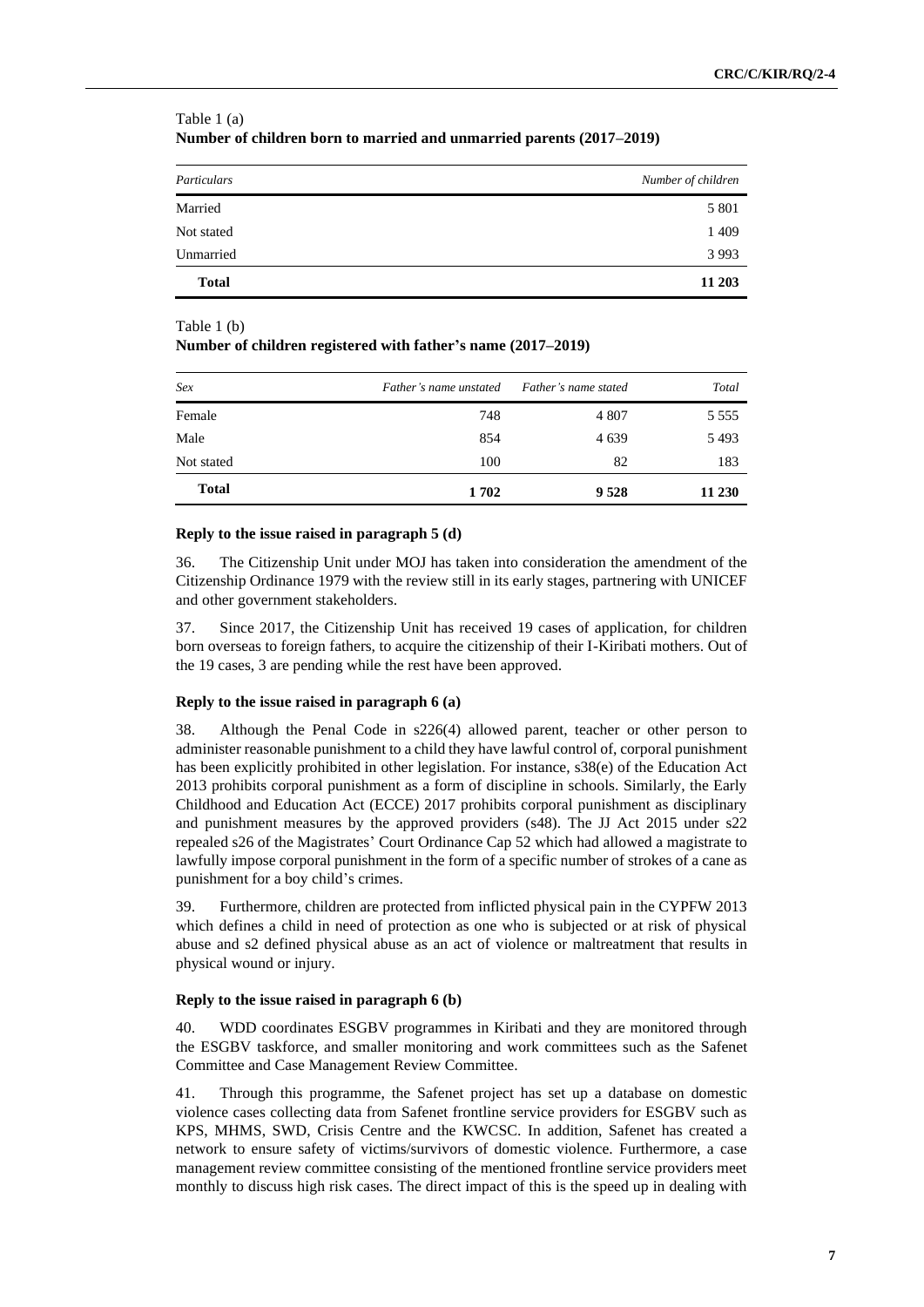Table 1 (a)
**Number of children born to married and unmarried parents (2017–2019)**

| *Particulars* | *Number of children* |
|---|---|
| Married | 5 801 |
| Not stated | 1 409 |
| Unmarried | 3 993 |
| **Total** | **11 203** |

Table 1 (b)
**Number of children registered with father's name (2017–2019)**

| *Sex* | *Father's name unstated* | *Father's name stated* | *Total* |
|---|---|---|---|
| Female | 748 | 4 807 | 5 555 |
| Male | 854 | 4 639 | 5 493 |
| Not stated | 100 | 82 | 183 |
| **Total** | **1 702** | **9 528** | **11 230** |

#### Reply to the issue raised in paragraph 5 (d)

36. The Citizenship Unit under MOJ has taken into consideration the amendment of the Citizenship Ordinance 1979 with the review still in its early stages, partnering with UNICEF and other government stakeholders.

37. Since 2017, the Citizenship Unit has received 19 cases of application, for children born overseas to foreign fathers, to acquire the citizenship of their I-Kiribati mothers. Out of the 19 cases, 3 are pending while the rest have been approved.

#### Reply to the issue raised in paragraph 6 (a)

38. Although the Penal Code in s226(4) allowed parent, teacher or other person to administer reasonable punishment to a child they have lawful control of, corporal punishment has been explicitly prohibited in other legislation. For instance, s38(e) of the Education Act 2013 prohibits corporal punishment as a form of discipline in schools. Similarly, the Early Childhood and Education Act (ECCE) 2017 prohibits corporal punishment as disciplinary and punishment measures by the approved providers (s48). The JJ Act 2015 under s22 repealed s26 of the Magistrates' Court Ordinance Cap 52 which had allowed a magistrate to lawfully impose corporal punishment in the form of a specific number of strokes of a cane as punishment for a boy child's crimes.

39. Furthermore, children are protected from inflicted physical pain in the CYPFW 2013 which defines a child in need of protection as one who is subjected or at risk of physical abuse and s2 defined physical abuse as an act of violence or maltreatment that results in physical wound or injury.

#### Reply to the issue raised in paragraph 6 (b)

40. WDD coordinates ESGBV programmes in Kiribati and they are monitored through the ESGBV taskforce, and smaller monitoring and work committees such as the Safenet Committee and Case Management Review Committee.

41. Through this programme, the Safenet project has set up a database on domestic violence cases collecting data from Safenet frontline service providers for ESGBV such as KPS, MHMS, SWD, Crisis Centre and the KWCSC. In addition, Safenet has created a network to ensure safety of victims/survivors of domestic violence. Furthermore, a case management review committee consisting of the mentioned frontline service providers meet monthly to discuss high risk cases. The direct impact of this is the speed up in dealing with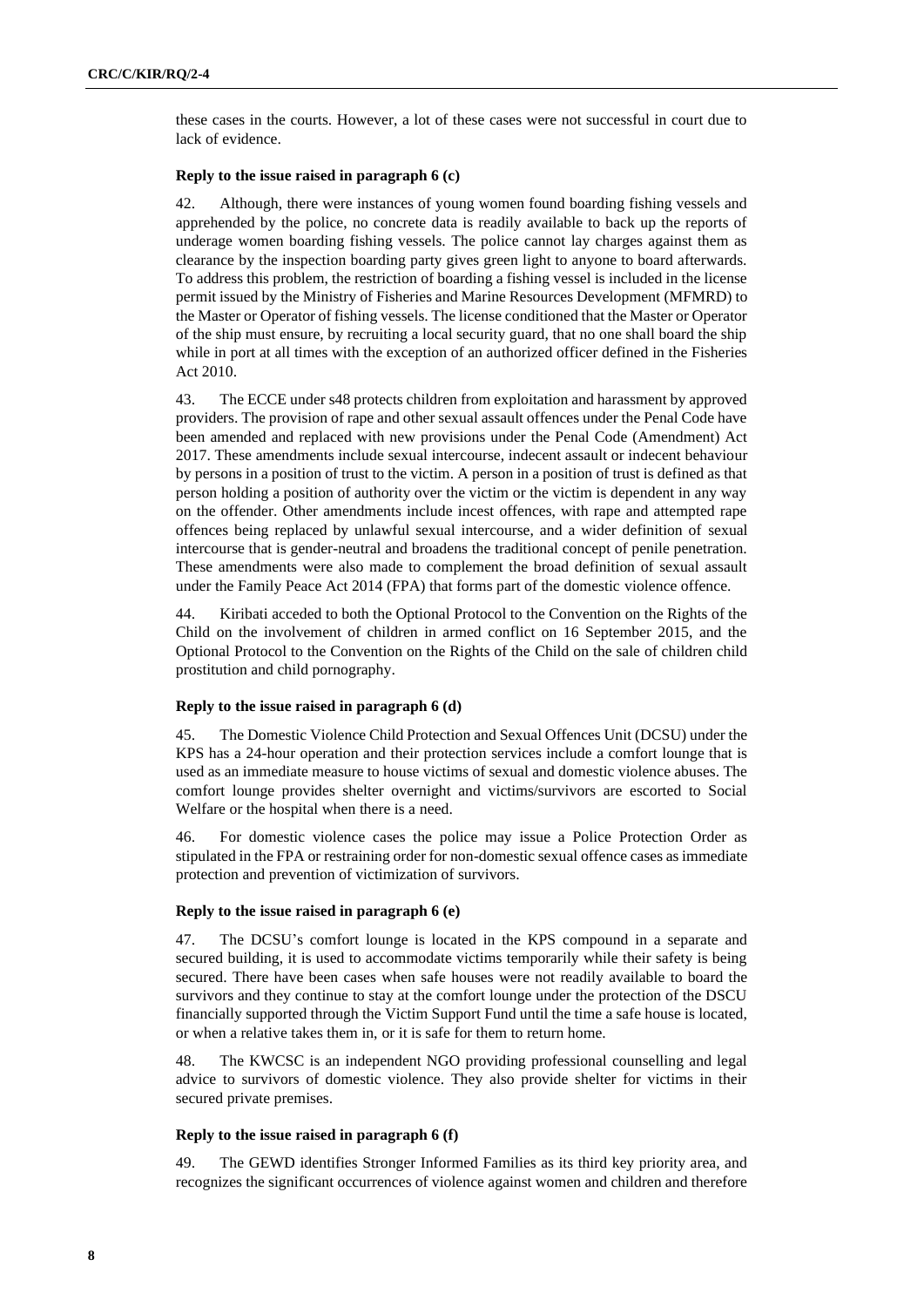these cases in the courts. However, a lot of these cases were not successful in court due to lack of evidence.

**Reply to the issue raised in paragraph 6 (c)**

42. Although, there were instances of young women found boarding fishing vessels and apprehended by the police, no concrete data is readily available to back up the reports of underage women boarding fishing vessels. The police cannot lay charges against them as clearance by the inspection boarding party gives green light to anyone to board afterwards. To address this problem, the restriction of boarding a fishing vessel is included in the license permit issued by the Ministry of Fisheries and Marine Resources Development (MFMRD) to the Master or Operator of fishing vessels. The license conditioned that the Master or Operator of the ship must ensure, by recruiting a local security guard, that no one shall board the ship while in port at all times with the exception of an authorized officer defined in the Fisheries Act 2010.

43. The ECCE under s48 protects children from exploitation and harassment by approved providers. The provision of rape and other sexual assault offences under the Penal Code have been amended and replaced with new provisions under the Penal Code (Amendment) Act 2017. These amendments include sexual intercourse, indecent assault or indecent behaviour by persons in a position of trust to the victim. A person in a position of trust is defined as that person holding a position of authority over the victim or the victim is dependent in any way on the offender. Other amendments include incest offences, with rape and attempted rape offences being replaced by unlawful sexual intercourse, and a wider definition of sexual intercourse that is gender-neutral and broadens the traditional concept of penile penetration. These amendments were also made to complement the broad definition of sexual assault under the Family Peace Act 2014 (FPA) that forms part of the domestic violence offence.

44. Kiribati acceded to both the Optional Protocol to the Convention on the Rights of the Child on the involvement of children in armed conflict on 16 September 2015, and the Optional Protocol to the Convention on the Rights of the Child on the sale of children child prostitution and child pornography.

**Reply to the issue raised in paragraph 6 (d)**

45. The Domestic Violence Child Protection and Sexual Offences Unit (DCSU) under the KPS has a 24-hour operation and their protection services include a comfort lounge that is used as an immediate measure to house victims of sexual and domestic violence abuses. The comfort lounge provides shelter overnight and victims/survivors are escorted to Social Welfare or the hospital when there is a need.

46. For domestic violence cases the police may issue a Police Protection Order as stipulated in the FPA or restraining order for non-domestic sexual offence cases as immediate protection and prevention of victimization of survivors.

**Reply to the issue raised in paragraph 6 (e)**

47. The DCSU's comfort lounge is located in the KPS compound in a separate and secured building, it is used to accommodate victims temporarily while their safety is being secured. There have been cases when safe houses were not readily available to board the survivors and they continue to stay at the comfort lounge under the protection of the DSCU financially supported through the Victim Support Fund until the time a safe house is located, or when a relative takes them in, or it is safe for them to return home.

48. The KWCSC is an independent NGO providing professional counselling and legal advice to survivors of domestic violence. They also provide shelter for victims in their secured private premises.

**Reply to the issue raised in paragraph 6 (f)**

49. The GEWD identifies Stronger Informed Families as its third key priority area, and recognizes the significant occurrences of violence against women and children and therefore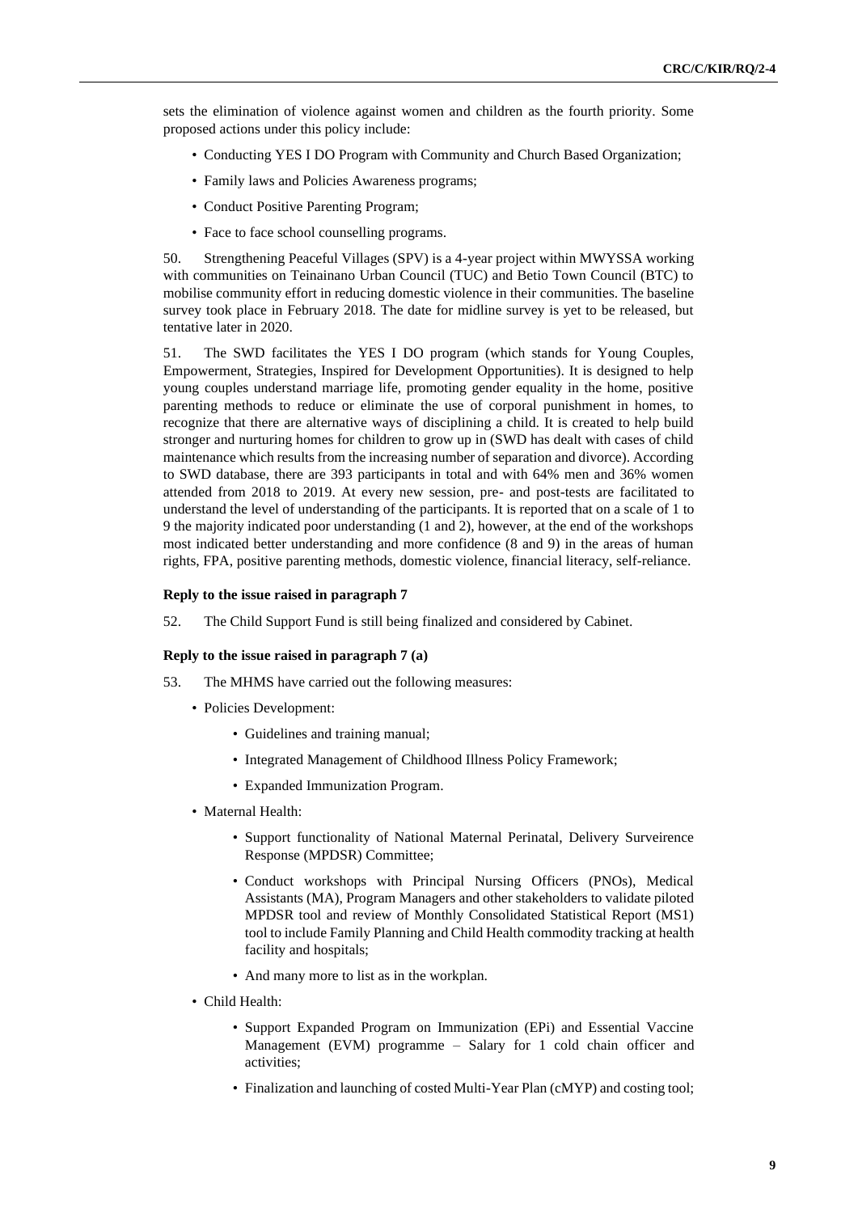sets the elimination of violence against women and children as the fourth priority. Some proposed actions under this policy include:

- Conducting YES I DO Program with Community and Church Based Organization;
- Family laws and Policies Awareness programs;
- Conduct Positive Parenting Program;
- Face to face school counselling programs.

50. Strengthening Peaceful Villages (SPV) is a 4-year project within MWYSSA working with communities on Teinainano Urban Council (TUC) and Betio Town Council (BTC) to mobilise community effort in reducing domestic violence in their communities. The baseline survey took place in February 2018. The date for midline survey is yet to be released, but tentative later in 2020.

51. The SWD facilitates the YES I DO program (which stands for Young Couples, Empowerment, Strategies, Inspired for Development Opportunities). It is designed to help young couples understand marriage life, promoting gender equality in the home, positive parenting methods to reduce or eliminate the use of corporal punishment in homes, to recognize that there are alternative ways of disciplining a child. It is created to help build stronger and nurturing homes for children to grow up in (SWD has dealt with cases of child maintenance which results from the increasing number of separation and divorce). According to SWD database, there are 393 participants in total and with 64% men and 36% women attended from 2018 to 2019. At every new session, pre- and post-tests are facilitated to understand the level of understanding of the participants. It is reported that on a scale of 1 to 9 the majority indicated poor understanding (1 and 2), however, at the end of the workshops most indicated better understanding and more confidence (8 and 9) in the areas of human rights, FPA, positive parenting methods, domestic violence, financial literacy, self-reliance.

**Reply to the issue raised in paragraph 7**

52. The Child Support Fund is still being finalized and considered by Cabinet.

**Reply to the issue raised in paragraph 7 (a)**

53. The MHMS have carried out the following measures:

- Policies Development:
  - Guidelines and training manual;
  - Integrated Management of Childhood Illness Policy Framework;
  - Expanded Immunization Program.
- Maternal Health:
  - Support functionality of National Maternal Perinatal, Delivery Surveirence Response (MPDSR) Committee;
  - Conduct workshops with Principal Nursing Officers (PNOs), Medical Assistants (MA), Program Managers and other stakeholders to validate piloted MPDSR tool and review of Monthly Consolidated Statistical Report (MS1) tool to include Family Planning and Child Health commodity tracking at health facility and hospitals;
  - And many more to list as in the workplan.
- Child Health:
  - Support Expanded Program on Immunization (EPi) and Essential Vaccine Management (EVM) programme – Salary for 1 cold chain officer and activities;
  - Finalization and launching of costed Multi-Year Plan (cMYP) and costing tool;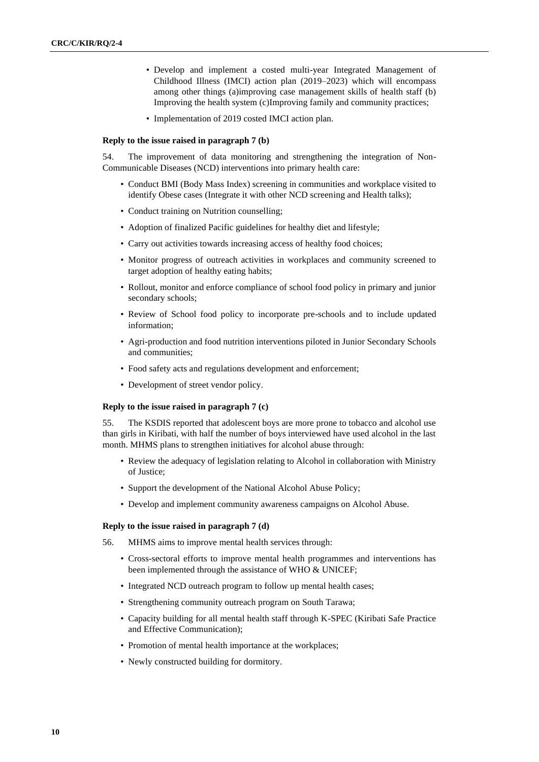- Develop and implement a costed multi-year Integrated Management of Childhood Illness (IMCI) action plan (2019–2023) which will encompass among other things (a)improving case management skills of health staff (b) Improving the health system (c)Improving family and community practices;
- Implementation of 2019 costed IMCI action plan.

#### Reply to the issue raised in paragraph 7 (b)

54. The improvement of data monitoring and strengthening the integration of Non-Communicable Diseases (NCD) interventions into primary health care:

- Conduct BMI (Body Mass Index) screening in communities and workplace visited to identify Obese cases (Integrate it with other NCD screening and Health talks);
- Conduct training on Nutrition counselling;
- Adoption of finalized Pacific guidelines for healthy diet and lifestyle;
- Carry out activities towards increasing access of healthy food choices;
- Monitor progress of outreach activities in workplaces and community screened to target adoption of healthy eating habits;
- Rollout, monitor and enforce compliance of school food policy in primary and junior secondary schools;
- Review of School food policy to incorporate pre-schools and to include updated information;
- Agri-production and food nutrition interventions piloted in Junior Secondary Schools and communities;
- Food safety acts and regulations development and enforcement;
- Development of street vendor policy.

#### Reply to the issue raised in paragraph 7 (c)

55. The KSDIS reported that adolescent boys are more prone to tobacco and alcohol use than girls in Kiribati, with half the number of boys interviewed have used alcohol in the last month. MHMS plans to strengthen initiatives for alcohol abuse through:

- Review the adequacy of legislation relating to Alcohol in collaboration with Ministry of Justice;
- Support the development of the National Alcohol Abuse Policy;
- Develop and implement community awareness campaigns on Alcohol Abuse.

#### Reply to the issue raised in paragraph 7 (d)

56. MHMS aims to improve mental health services through:

- Cross-sectoral efforts to improve mental health programmes and interventions has been implemented through the assistance of WHO & UNICEF;
- Integrated NCD outreach program to follow up mental health cases;
- Strengthening community outreach program on South Tarawa;
- Capacity building for all mental health staff through K-SPEC (Kiribati Safe Practice and Effective Communication);
- Promotion of mental health importance at the workplaces;
- Newly constructed building for dormitory.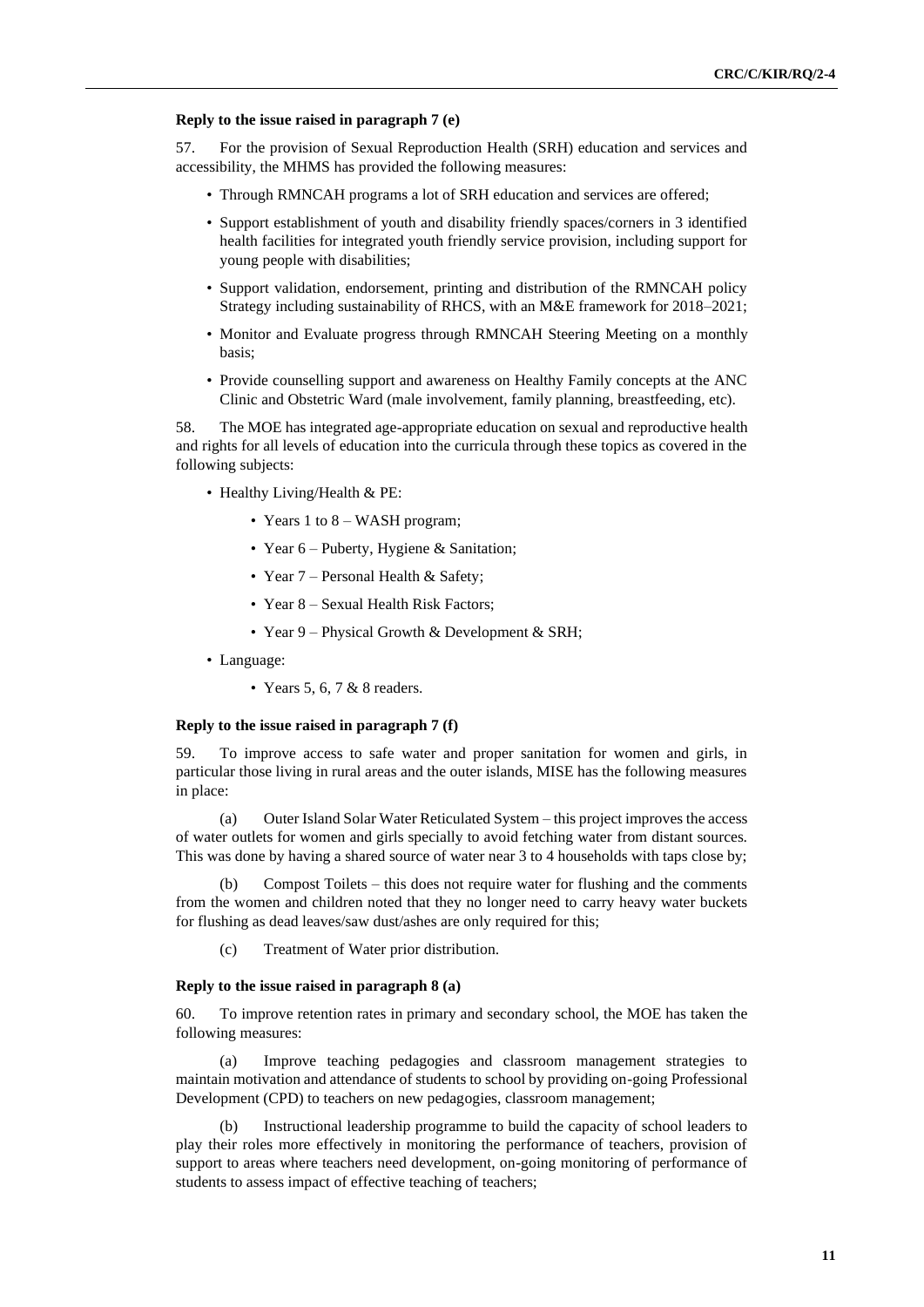#### Reply to the issue raised in paragraph 7 (e)

57. For the provision of Sexual Reproduction Health (SRH) education and services and accessibility, the MHMS has provided the following measures:

- Through RMNCAH programs a lot of SRH education and services are offered;
- Support establishment of youth and disability friendly spaces/corners in 3 identified health facilities for integrated youth friendly service provision, including support for young people with disabilities;
- Support validation, endorsement, printing and distribution of the RMNCAH policy Strategy including sustainability of RHCS, with an M&E framework for 2018–2021;
- Monitor and Evaluate progress through RMNCAH Steering Meeting on a monthly basis;
- Provide counselling support and awareness on Healthy Family concepts at the ANC Clinic and Obstetric Ward (male involvement, family planning, breastfeeding, etc).

58. The MOE has integrated age-appropriate education on sexual and reproductive health and rights for all levels of education into the curricula through these topics as covered in the following subjects:

- Healthy Living/Health & PE:
  - Years 1 to 8 – WASH program;
  - Year 6 – Puberty, Hygiene & Sanitation;
  - Year 7 – Personal Health & Safety;
  - Year 8 – Sexual Health Risk Factors;
  - Year 9 – Physical Growth & Development & SRH;
- Language:
  - Years 5, 6, 7 & 8 readers.

#### Reply to the issue raised in paragraph 7 (f)

59. To improve access to safe water and proper sanitation for women and girls, in particular those living in rural areas and the outer islands, MISE has the following measures in place:

(a) Outer Island Solar Water Reticulated System – this project improves the access of water outlets for women and girls specially to avoid fetching water from distant sources. This was done by having a shared source of water near 3 to 4 households with taps close by;

(b) Compost Toilets – this does not require water for flushing and the comments from the women and children noted that they no longer need to carry heavy water buckets for flushing as dead leaves/saw dust/ashes are only required for this;

(c) Treatment of Water prior distribution.

#### Reply to the issue raised in paragraph 8 (a)

60. To improve retention rates in primary and secondary school, the MOE has taken the following measures:

(a) Improve teaching pedagogies and classroom management strategies to maintain motivation and attendance of students to school by providing on-going Professional Development (CPD) to teachers on new pedagogies, classroom management;

(b) Instructional leadership programme to build the capacity of school leaders to play their roles more effectively in monitoring the performance of teachers, provision of support to areas where teachers need development, on-going monitoring of performance of students to assess impact of effective teaching of teachers;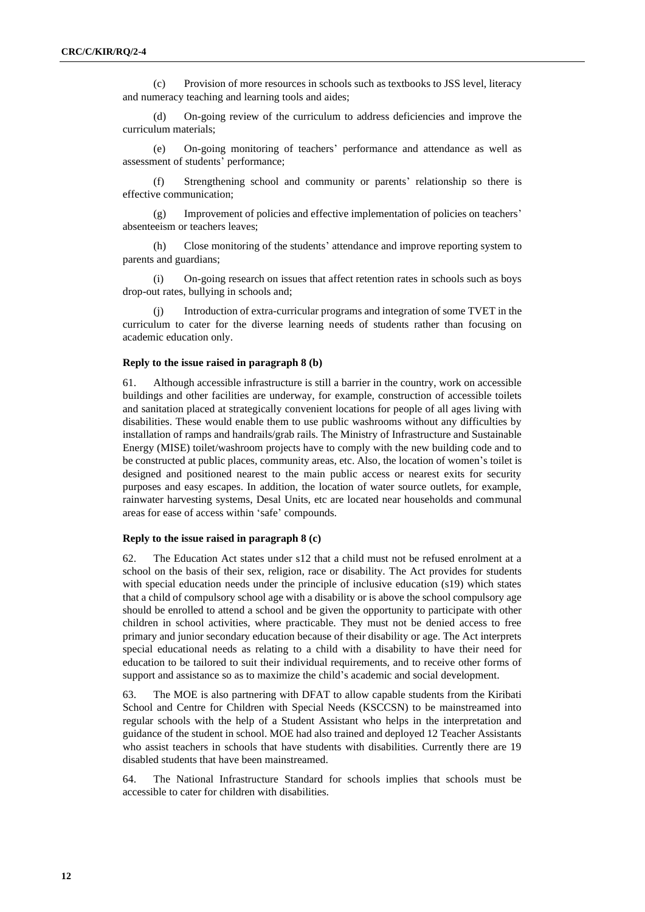(c) Provision of more resources in schools such as textbooks to JSS level, literacy and numeracy teaching and learning tools and aides;

(d) On-going review of the curriculum to address deficiencies and improve the curriculum materials;

(e) On-going monitoring of teachers' performance and attendance as well as assessment of students' performance;

(f) Strengthening school and community or parents' relationship so there is effective communication;

(g) Improvement of policies and effective implementation of policies on teachers' absenteeism or teachers leaves;

(h) Close monitoring of the students' attendance and improve reporting system to parents and guardians;

(i) On-going research on issues that affect retention rates in schools such as boys drop-out rates, bullying in schools and;

(j) Introduction of extra-curricular programs and integration of some TVET in the curriculum to cater for the diverse learning needs of students rather than focusing on academic education only.

**Reply to the issue raised in paragraph 8 (b)**

61. Although accessible infrastructure is still a barrier in the country, work on accessible buildings and other facilities are underway, for example, construction of accessible toilets and sanitation placed at strategically convenient locations for people of all ages living with disabilities. These would enable them to use public washrooms without any difficulties by installation of ramps and handrails/grab rails. The Ministry of Infrastructure and Sustainable Energy (MISE) toilet/washroom projects have to comply with the new building code and to be constructed at public places, community areas, etc. Also, the location of women's toilet is designed and positioned nearest to the main public access or nearest exits for security purposes and easy escapes. In addition, the location of water source outlets, for example, rainwater harvesting systems, Desal Units, etc are located near households and communal areas for ease of access within 'safe' compounds.

**Reply to the issue raised in paragraph 8 (c)**

62. The Education Act states under s12 that a child must not be refused enrolment at a school on the basis of their sex, religion, race or disability. The Act provides for students with special education needs under the principle of inclusive education (s19) which states that a child of compulsory school age with a disability or is above the school compulsory age should be enrolled to attend a school and be given the opportunity to participate with other children in school activities, where practicable. They must not be denied access to free primary and junior secondary education because of their disability or age. The Act interprets special educational needs as relating to a child with a disability to have their need for education to be tailored to suit their individual requirements, and to receive other forms of support and assistance so as to maximize the child's academic and social development.

63. The MOE is also partnering with DFAT to allow capable students from the Kiribati School and Centre for Children with Special Needs (KSCCSN) to be mainstreamed into regular schools with the help of a Student Assistant who helps in the interpretation and guidance of the student in school. MOE had also trained and deployed 12 Teacher Assistants who assist teachers in schools that have students with disabilities. Currently there are 19 disabled students that have been mainstreamed.

64. The National Infrastructure Standard for schools implies that schools must be accessible to cater for children with disabilities.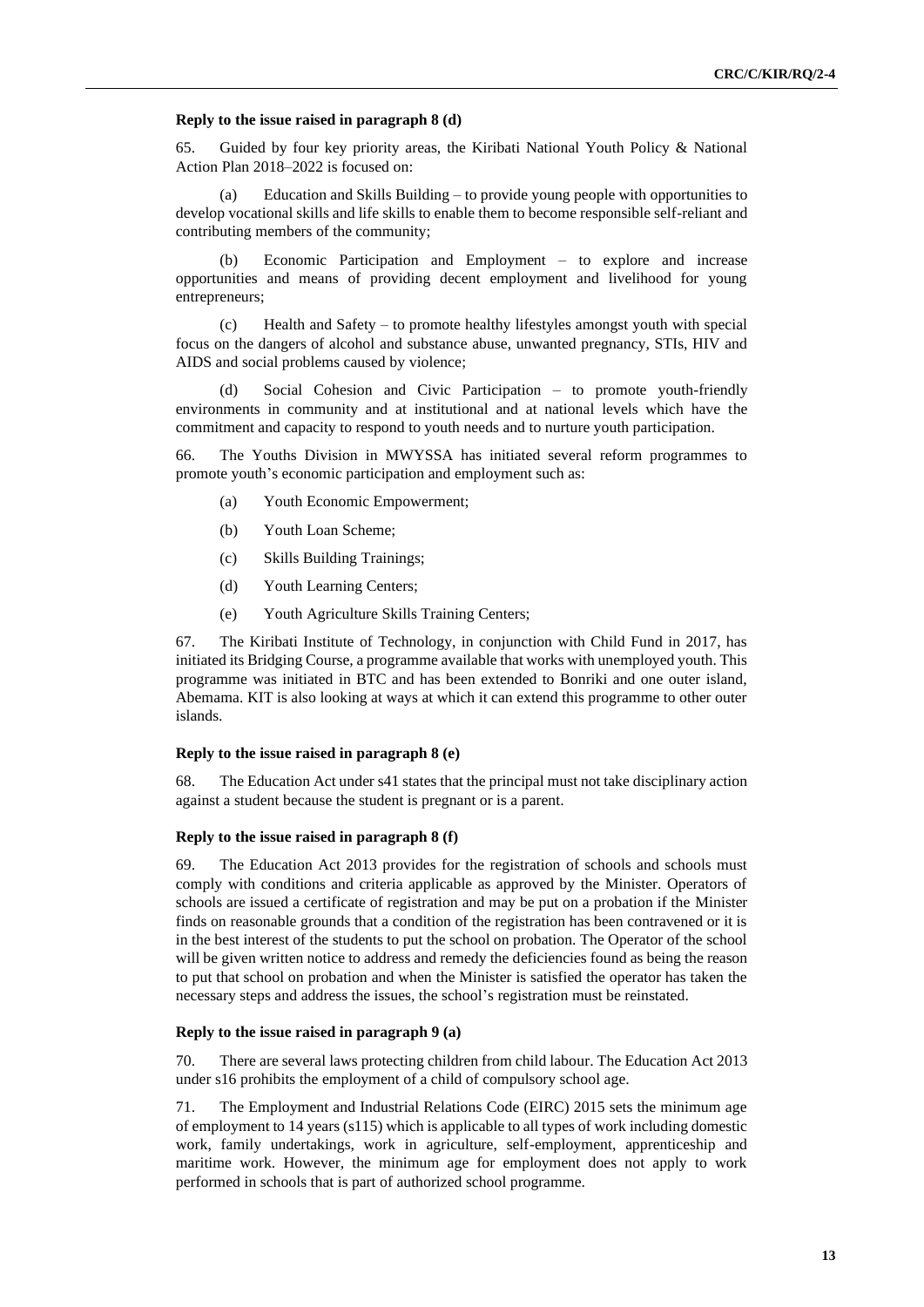#### Reply to the issue raised in paragraph 8 (d)

65. Guided by four key priority areas, the Kiribati National Youth Policy & National Action Plan 2018–2022 is focused on:

(a) Education and Skills Building – to provide young people with opportunities to develop vocational skills and life skills to enable them to become responsible self-reliant and contributing members of the community;

(b) Economic Participation and Employment – to explore and increase opportunities and means of providing decent employment and livelihood for young entrepreneurs;

(c) Health and Safety – to promote healthy lifestyles amongst youth with special focus on the dangers of alcohol and substance abuse, unwanted pregnancy, STIs, HIV and AIDS and social problems caused by violence;

(d) Social Cohesion and Civic Participation – to promote youth-friendly environments in community and at institutional and at national levels which have the commitment and capacity to respond to youth needs and to nurture youth participation.

66. The Youths Division in MWYSSA has initiated several reform programmes to promote youth's economic participation and employment such as:

(a) Youth Economic Empowerment;

(b) Youth Loan Scheme;

(c) Skills Building Trainings;

(d) Youth Learning Centers;

(e) Youth Agriculture Skills Training Centers;

67. The Kiribati Institute of Technology, in conjunction with Child Fund in 2017, has initiated its Bridging Course, a programme available that works with unemployed youth. This programme was initiated in BTC and has been extended to Bonriki and one outer island, Abemama. KIT is also looking at ways at which it can extend this programme to other outer islands.

#### Reply to the issue raised in paragraph 8 (e)

68. The Education Act under s41 states that the principal must not take disciplinary action against a student because the student is pregnant or is a parent.

#### Reply to the issue raised in paragraph 8 (f)

69. The Education Act 2013 provides for the registration of schools and schools must comply with conditions and criteria applicable as approved by the Minister. Operators of schools are issued a certificate of registration and may be put on a probation if the Minister finds on reasonable grounds that a condition of the registration has been contravened or it is in the best interest of the students to put the school on probation. The Operator of the school will be given written notice to address and remedy the deficiencies found as being the reason to put that school on probation and when the Minister is satisfied the operator has taken the necessary steps and address the issues, the school's registration must be reinstated.

#### Reply to the issue raised in paragraph 9 (a)

70. There are several laws protecting children from child labour. The Education Act 2013 under s16 prohibits the employment of a child of compulsory school age.

71. The Employment and Industrial Relations Code (EIRC) 2015 sets the minimum age of employment to 14 years (s115) which is applicable to all types of work including domestic work, family undertakings, work in agriculture, self-employment, apprenticeship and maritime work. However, the minimum age for employment does not apply to work performed in schools that is part of authorized school programme.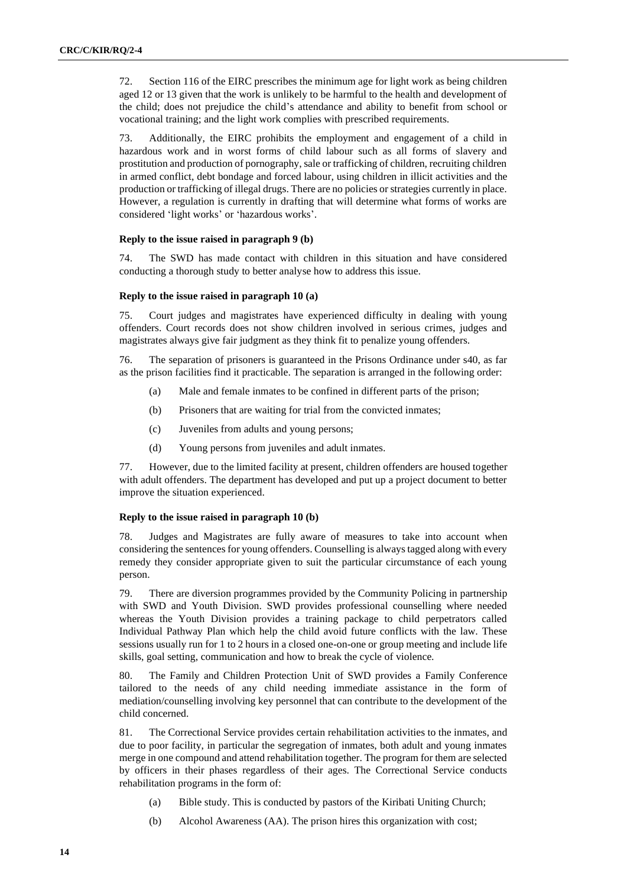72. Section 116 of the EIRC prescribes the minimum age for light work as being children aged 12 or 13 given that the work is unlikely to be harmful to the health and development of the child; does not prejudice the child's attendance and ability to benefit from school or vocational training; and the light work complies with prescribed requirements.

73. Additionally, the EIRC prohibits the employment and engagement of a child in hazardous work and in worst forms of child labour such as all forms of slavery and prostitution and production of pornography, sale or trafficking of children, recruiting children in armed conflict, debt bondage and forced labour, using children in illicit activities and the production or trafficking of illegal drugs. There are no policies or strategies currently in place. However, a regulation is currently in drafting that will determine what forms of works are considered 'light works' or 'hazardous works'.

#### Reply to the issue raised in paragraph 9 (b)

74. The SWD has made contact with children in this situation and have considered conducting a thorough study to better analyse how to address this issue.

#### Reply to the issue raised in paragraph 10 (a)

75. Court judges and magistrates have experienced difficulty in dealing with young offenders. Court records does not show children involved in serious crimes, judges and magistrates always give fair judgment as they think fit to penalize young offenders.

76. The separation of prisoners is guaranteed in the Prisons Ordinance under s40, as far as the prison facilities find it practicable. The separation is arranged in the following order:

(a) Male and female inmates to be confined in different parts of the prison;

(b) Prisoners that are waiting for trial from the convicted inmates;

(c) Juveniles from adults and young persons;

(d) Young persons from juveniles and adult inmates.

77. However, due to the limited facility at present, children offenders are housed together with adult offenders. The department has developed and put up a project document to better improve the situation experienced.

#### Reply to the issue raised in paragraph 10 (b)

78. Judges and Magistrates are fully aware of measures to take into account when considering the sentences for young offenders. Counselling is always tagged along with every remedy they consider appropriate given to suit the particular circumstance of each young person.

79. There are diversion programmes provided by the Community Policing in partnership with SWD and Youth Division. SWD provides professional counselling where needed whereas the Youth Division provides a training package to child perpetrators called Individual Pathway Plan which help the child avoid future conflicts with the law. These sessions usually run for 1 to 2 hours in a closed one-on-one or group meeting and include life skills, goal setting, communication and how to break the cycle of violence.

80. The Family and Children Protection Unit of SWD provides a Family Conference tailored to the needs of any child needing immediate assistance in the form of mediation/counselling involving key personnel that can contribute to the development of the child concerned.

81. The Correctional Service provides certain rehabilitation activities to the inmates, and due to poor facility, in particular the segregation of inmates, both adult and young inmates merge in one compound and attend rehabilitation together. The program for them are selected by officers in their phases regardless of their ages. The Correctional Service conducts rehabilitation programs in the form of:

(a) Bible study. This is conducted by pastors of the Kiribati Uniting Church;

(b) Alcohol Awareness (AA). The prison hires this organization with cost;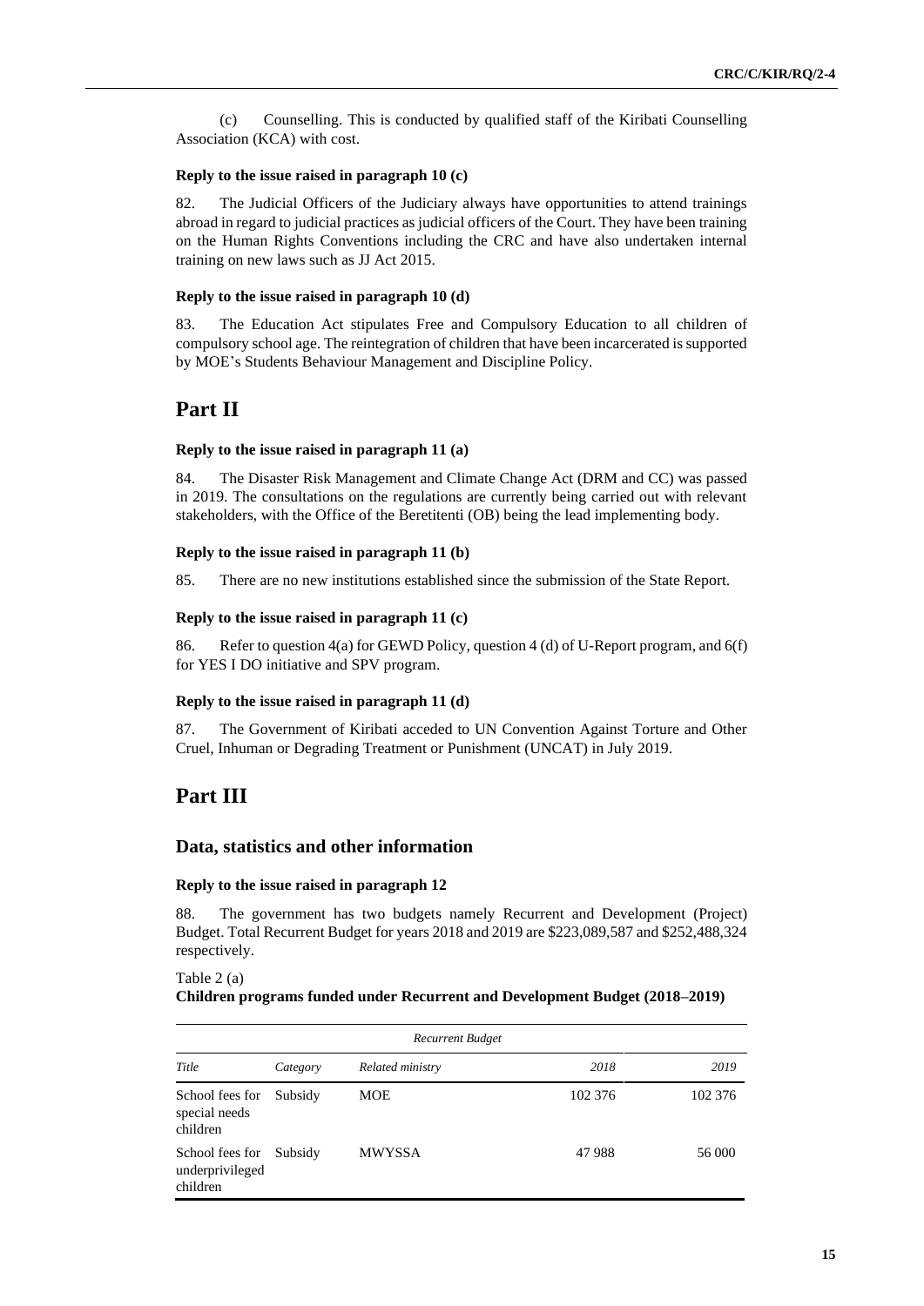(c) Counselling. This is conducted by qualified staff of the Kiribati Counselling Association (KCA) with cost.

**Reply to the issue raised in paragraph 10 (c)**

82. The Judicial Officers of the Judiciary always have opportunities to attend trainings abroad in regard to judicial practices as judicial officers of the Court. They have been training on the Human Rights Conventions including the CRC and have also undertaken internal training on new laws such as JJ Act 2015.

**Reply to the issue raised in paragraph 10 (d)**

83. The Education Act stipulates Free and Compulsory Education to all children of compulsory school age. The reintegration of children that have been incarcerated is supported by MOE's Students Behaviour Management and Discipline Policy.

# Part II

**Reply to the issue raised in paragraph 11 (a)**

84. The Disaster Risk Management and Climate Change Act (DRM and CC) was passed in 2019. The consultations on the regulations are currently being carried out with relevant stakeholders, with the Office of the Beretitenti (OB) being the lead implementing body.

**Reply to the issue raised in paragraph 11 (b)**

85. There are no new institutions established since the submission of the State Report.

**Reply to the issue raised in paragraph 11 (c)**

86. Refer to question 4(a) for GEWD Policy, question 4 (d) of U-Report program, and 6(f) for YES I DO initiative and SPV program.

**Reply to the issue raised in paragraph 11 (d)**

87. The Government of Kiribati acceded to UN Convention Against Torture and Other Cruel, Inhuman or Degrading Treatment or Punishment (UNCAT) in July 2019.

# Part III

## Data, statistics and other information

**Reply to the issue raised in paragraph 12**

88. The government has two budgets namely Recurrent and Development (Project) Budget. Total Recurrent Budget for years 2018 and 2019 are $223,089,587 and $252,488,324 respectively.

Table 2 (a)
**Children programs funded under Recurrent and Development Budget (2018–2019)**

| *Recurrent Budget* | | | | |
|---|---|---|---|---|
| *Title* | *Category* | *Related ministry* | *2018* | *2019* |
| School fees for special needs children | Subsidy | MOE | 102 376 | 102 376 |
| School fees for underprivileged children | Subsidy | MWYSSA | 47 988 | 56 000 |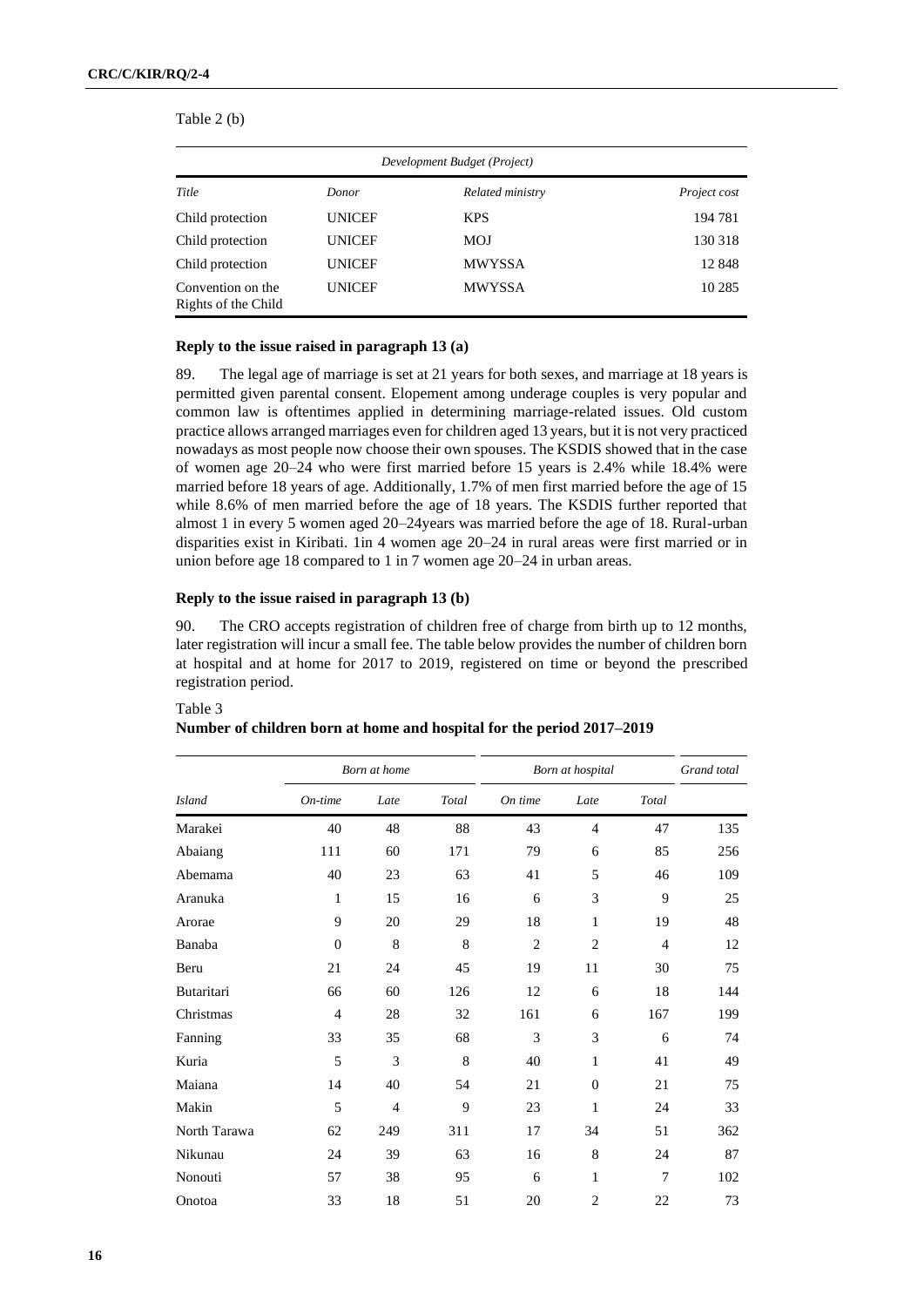Table 2 (b)

| *Development Budget (Project)* | | | |
|---|---|---|---|
| *Title* | *Donor* | *Related ministry* | *Project cost* |
| Child protection | UNICEF | KPS | 194 781 |
| Child protection | UNICEF | MOJ | 130 318 |
| Child protection | UNICEF | MWYSSA | 12 848 |
| Convention on the Rights of the Child | UNICEF | MWYSSA | 10 285 |

### Reply to the issue raised in paragraph 13 (a)

89. The legal age of marriage is set at 21 years for both sexes, and marriage at 18 years is permitted given parental consent. Elopement among underage couples is very popular and common law is oftentimes applied in determining marriage-related issues. Old custom practice allows arranged marriages even for children aged 13 years, but it is not very practiced nowadays as most people now choose their own spouses. The KSDIS showed that in the case of women age 20–24 who were first married before 15 years is 2.4% while 18.4% were married before 18 years of age. Additionally, 1.7% of men first married before the age of 15 while 8.6% of men married before the age of 18 years. The KSDIS further reported that almost 1 in every 5 women aged 20–24years was married before the age of 18. Rural-urban disparities exist in Kiribati. 1in 4 women age 20–24 in rural areas were first married or in union before age 18 compared to 1 in 7 women age 20–24 in urban areas.

### Reply to the issue raised in paragraph 13 (b)

90. The CRO accepts registration of children free of charge from birth up to 12 months, later registration will incur a small fee. The table below provides the number of children born at hospital and at home for 2017 to 2019, registered on time or beyond the prescribed registration period.

Table 3
**Number of children born at home and hospital for the period 2017–2019**

| | *Born at home* | | | *Born at hospital* | | | *Grand total* |
|---|---|---|---|---|---|---|---|
| *Island* | *On-time* | *Late* | *Total* | *On time* | *Late* | *Total* | |
| Marakei | 40 | 48 | 88 | 43 | 4 | 47 | 135 |
| Abaiang | 111 | 60 | 171 | 79 | 6 | 85 | 256 |
| Abemama | 40 | 23 | 63 | 41 | 5 | 46 | 109 |
| Aranuka | 1 | 15 | 16 | 6 | 3 | 9 | 25 |
| Arorae | 9 | 20 | 29 | 18 | 1 | 19 | 48 |
| Banaba | 0 | 8 | 8 | 2 | 2 | 4 | 12 |
| Beru | 21 | 24 | 45 | 19 | 11 | 30 | 75 |
| Butaritari | 66 | 60 | 126 | 12 | 6 | 18 | 144 |
| Christmas | 4 | 28 | 32 | 161 | 6 | 167 | 199 |
| Fanning | 33 | 35 | 68 | 3 | 3 | 6 | 74 |
| Kuria | 5 | 3 | 8 | 40 | 1 | 41 | 49 |
| Maiana | 14 | 40 | 54 | 21 | 0 | 21 | 75 |
| Makin | 5 | 4 | 9 | 23 | 1 | 24 | 33 |
| North Tarawa | 62 | 249 | 311 | 17 | 34 | 51 | 362 |
| Nikunau | 24 | 39 | 63 | 16 | 8 | 24 | 87 |
| Nonouti | 57 | 38 | 95 | 6 | 1 | 7 | 102 |
| Onotoa | 33 | 18 | 51 | 20 | 2 | 22 | 73 |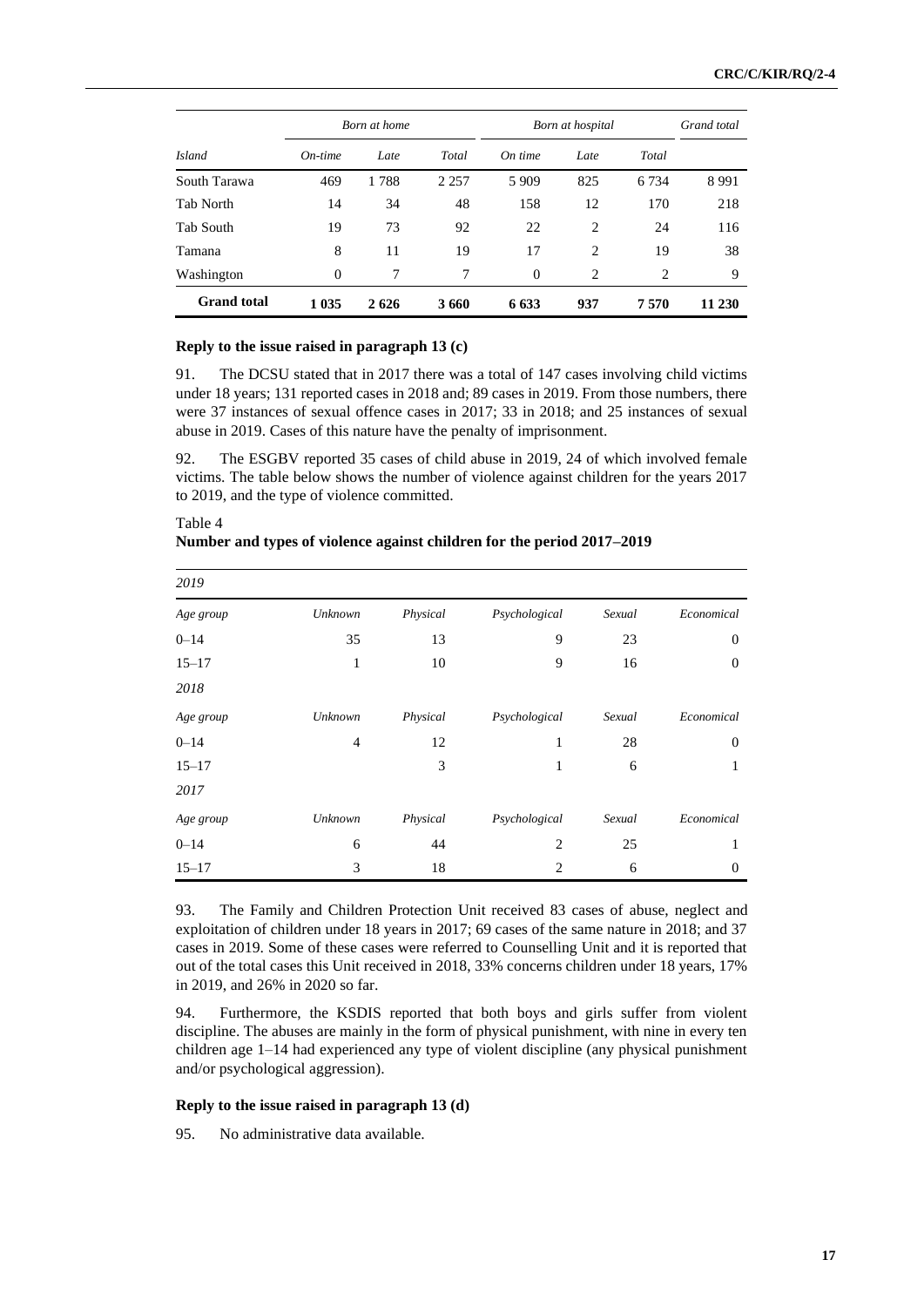| *Island* | *Born at home* | | | *Born at hospital* | | | *Grand total* |
|---|---|---|---|---|---|---|---|
| | *On-time* | *Late* | *Total* | *On time* | *Late* | *Total* | |
| South Tarawa | 469 | 1 788 | 2 257 | 5 909 | 825 | 6 734 | 8 991 |
| Tab North | 14 | 34 | 48 | 158 | 12 | 170 | 218 |
| Tab South | 19 | 73 | 92 | 22 | 2 | 24 | 116 |
| Tamana | 8 | 11 | 19 | 17 | 2 | 19 | 38 |
| Washington | 0 | 7 | 7 | 0 | 2 | 2 | 9 |
| **Grand total** | **1 035** | **2 626** | **3 660** | **6 633** | **937** | **7 570** | **11 230** |

#### Reply to the issue raised in paragraph 13 (c)

91. The DCSU stated that in 2017 there was a total of 147 cases involving child victims under 18 years; 131 reported cases in 2018 and; 89 cases in 2019. From those numbers, there were 37 instances of sexual offence cases in 2017; 33 in 2018; and 25 instances of sexual abuse in 2019. Cases of this nature have the penalty of imprisonment.

92. The ESGBV reported 35 cases of child abuse in 2019, 24 of which involved female victims. The table below shows the number of violence against children for the years 2017 to 2019, and the type of violence committed.

Table 4
**Number and types of violence against children for the period 2017–2019**

| *2019* | | | | | |
|---|---|---|---|---|---|
| *Age group* | *Unknown* | *Physical* | *Psychological* | *Sexual* | *Economical* |
| 0–14 | 35 | 13 | 9 | 23 | 0 |
| 15–17 | 1 | 10 | 9 | 16 | 0 |
| *2018* | | | | | |
| *Age group* | *Unknown* | *Physical* | *Psychological* | *Sexual* | *Economical* |
| 0–14 | 4 | 12 | 1 | 28 | 0 |
| 15–17 | | 3 | 1 | 6 | 1 |
| *2017* | | | | | |
| *Age group* | *Unknown* | *Physical* | *Psychological* | *Sexual* | *Economical* |
| 0–14 | 6 | 44 | 2 | 25 | 1 |
| 15–17 | 3 | 18 | 2 | 6 | 0 |

93. The Family and Children Protection Unit received 83 cases of abuse, neglect and exploitation of children under 18 years in 2017; 69 cases of the same nature in 2018; and 37 cases in 2019. Some of these cases were referred to Counselling Unit and it is reported that out of the total cases this Unit received in 2018, 33% concerns children under 18 years, 17% in 2019, and 26% in 2020 so far.

94. Furthermore, the KSDIS reported that both boys and girls suffer from violent discipline. The abuses are mainly in the form of physical punishment, with nine in every ten children age 1–14 had experienced any type of violent discipline (any physical punishment and/or psychological aggression).

#### Reply to the issue raised in paragraph 13 (d)

95. No administrative data available.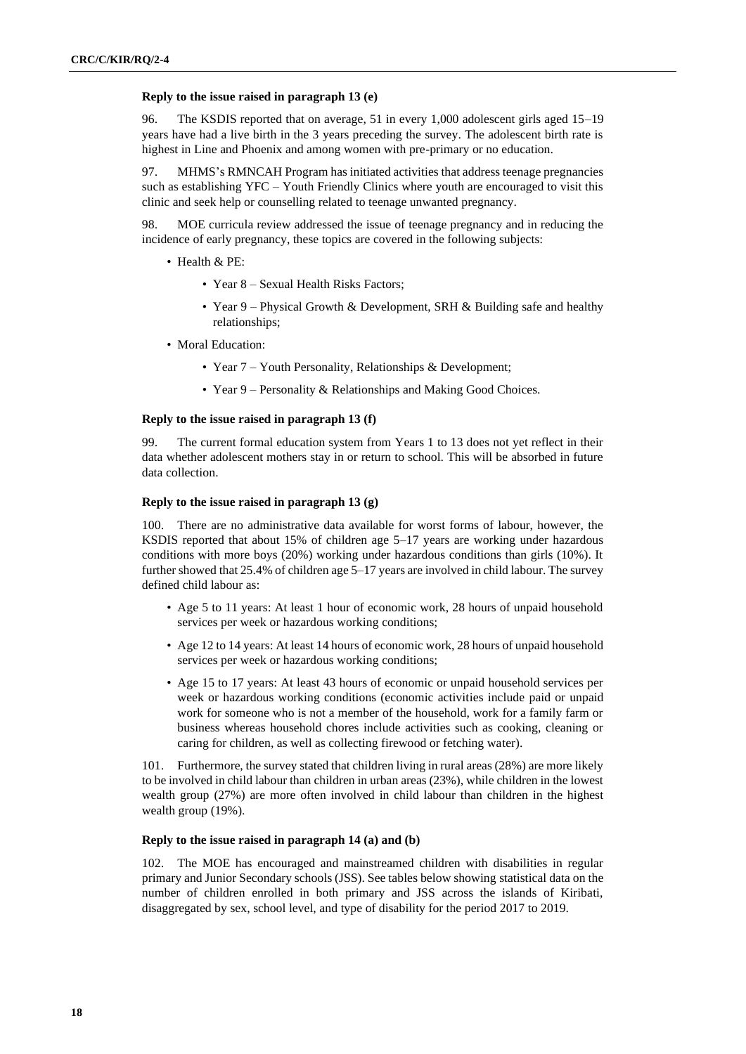### Reply to the issue raised in paragraph 13 (e)

96. The KSDIS reported that on average, 51 in every 1,000 adolescent girls aged 15–19 years have had a live birth in the 3 years preceding the survey. The adolescent birth rate is highest in Line and Phoenix and among women with pre-primary or no education.

97. MHMS's RMNCAH Program has initiated activities that address teenage pregnancies such as establishing YFC – Youth Friendly Clinics where youth are encouraged to visit this clinic and seek help or counselling related to teenage unwanted pregnancy.

98. MOE curricula review addressed the issue of teenage pregnancy and in reducing the incidence of early pregnancy, these topics are covered in the following subjects:

- Health & PE:
  - Year 8 – Sexual Health Risks Factors;
  - Year 9 – Physical Growth & Development, SRH & Building safe and healthy relationships;
- Moral Education:
  - Year 7 – Youth Personality, Relationships & Development;
  - Year 9 – Personality & Relationships and Making Good Choices.

### Reply to the issue raised in paragraph 13 (f)

99. The current formal education system from Years 1 to 13 does not yet reflect in their data whether adolescent mothers stay in or return to school. This will be absorbed in future data collection.

### Reply to the issue raised in paragraph 13 (g)

100. There are no administrative data available for worst forms of labour, however, the KSDIS reported that about 15% of children age 5–17 years are working under hazardous conditions with more boys (20%) working under hazardous conditions than girls (10%). It further showed that 25.4% of children age 5–17 years are involved in child labour. The survey defined child labour as:

- Age 5 to 11 years: At least 1 hour of economic work, 28 hours of unpaid household services per week or hazardous working conditions;
- Age 12 to 14 years: At least 14 hours of economic work, 28 hours of unpaid household services per week or hazardous working conditions;
- Age 15 to 17 years: At least 43 hours of economic or unpaid household services per week or hazardous working conditions (economic activities include paid or unpaid work for someone who is not a member of the household, work for a family farm or business whereas household chores include activities such as cooking, cleaning or caring for children, as well as collecting firewood or fetching water).

101. Furthermore, the survey stated that children living in rural areas (28%) are more likely to be involved in child labour than children in urban areas (23%), while children in the lowest wealth group (27%) are more often involved in child labour than children in the highest wealth group (19%).

### Reply to the issue raised in paragraph 14 (a) and (b)

102. The MOE has encouraged and mainstreamed children with disabilities in regular primary and Junior Secondary schools (JSS). See tables below showing statistical data on the number of children enrolled in both primary and JSS across the islands of Kiribati, disaggregated by sex, school level, and type of disability for the period 2017 to 2019.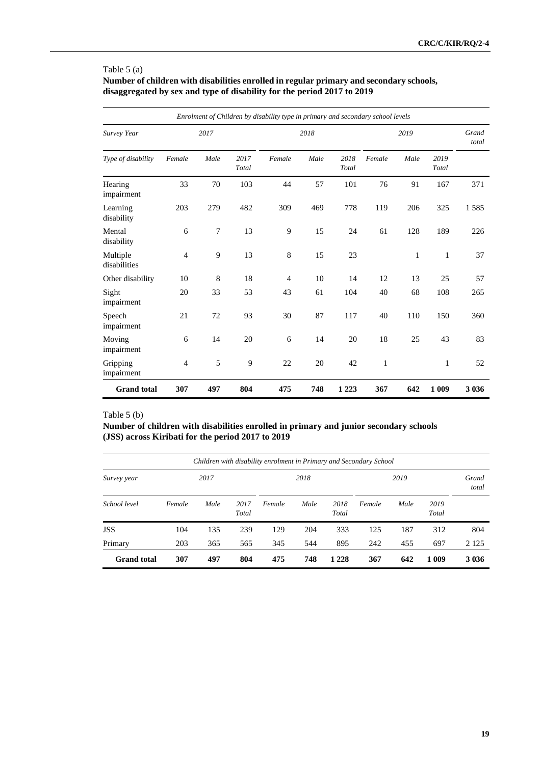Table 5 (a)

**Number of children with disabilities enrolled in regular primary and secondary schools, disaggregated by sex and type of disability for the period 2017 to 2019**

| *Enrolment of Children by disability type in primary and secondary school levels* | | | | | | | | | | |
|---|---|---|---|---|---|---|---|---|---|---|
| *Survey Year* | *2017* | | | *2018* | | | *2019* | | | *Grand total* |
| *Type of disability* | *Female* | *Male* | *2017 Total* | *Female* | *Male* | *2018 Total* | *Female* | *Male* | *2019 Total* | |
| Hearing impairment | 33 | 70 | 103 | 44 | 57 | 101 | 76 | 91 | 167 | 371 |
| Learning disability | 203 | 279 | 482 | 309 | 469 | 778 | 119 | 206 | 325 | 1 585 |
| Mental disability | 6 | 7 | 13 | 9 | 15 | 24 | 61 | 128 | 189 | 226 |
| Multiple disabilities | 4 | 9 | 13 | 8 | 15 | 23 | | 1 | 1 | 37 |
| Other disability | 10 | 8 | 18 | 4 | 10 | 14 | 12 | 13 | 25 | 57 |
| Sight impairment | 20 | 33 | 53 | 43 | 61 | 104 | 40 | 68 | 108 | 265 |
| Speech impairment | 21 | 72 | 93 | 30 | 87 | 117 | 40 | 110 | 150 | 360 |
| Moving impairment | 6 | 14 | 20 | 6 | 14 | 20 | 18 | 25 | 43 | 83 |
| Gripping impairment | 4 | 5 | 9 | 22 | 20 | 42 | 1 | | 1 | 52 |
| **Grand total** | **307** | **497** | **804** | **475** | **748** | **1 223** | **367** | **642** | **1 009** | **3 036** |

Table 5 (b)

**Number of children with disabilities enrolled in primary and junior secondary schools (JSS) across Kiribati for the period 2017 to 2019**

| *Children with disability enrolment in Primary and Secondary School* | | | | | | | | | | |
|---|---|---|---|---|---|---|---|---|---|---|
| *Survey year* | *2017* | | | *2018* | | | *2019* | | | *Grand total* |
| *School level* | *Female* | *Male* | *2017 Total* | *Female* | *Male* | *2018 Total* | *Female* | *Male* | *2019 Total* | |
| JSS | 104 | 135 | 239 | 129 | 204 | 333 | 125 | 187 | 312 | 804 |
| Primary | 203 | 365 | 565 | 345 | 544 | 895 | 242 | 455 | 697 | 2 125 |
| **Grand total** | **307** | **497** | **804** | **475** | **748** | **1 228** | **367** | **642** | **1 009** | **3 036** |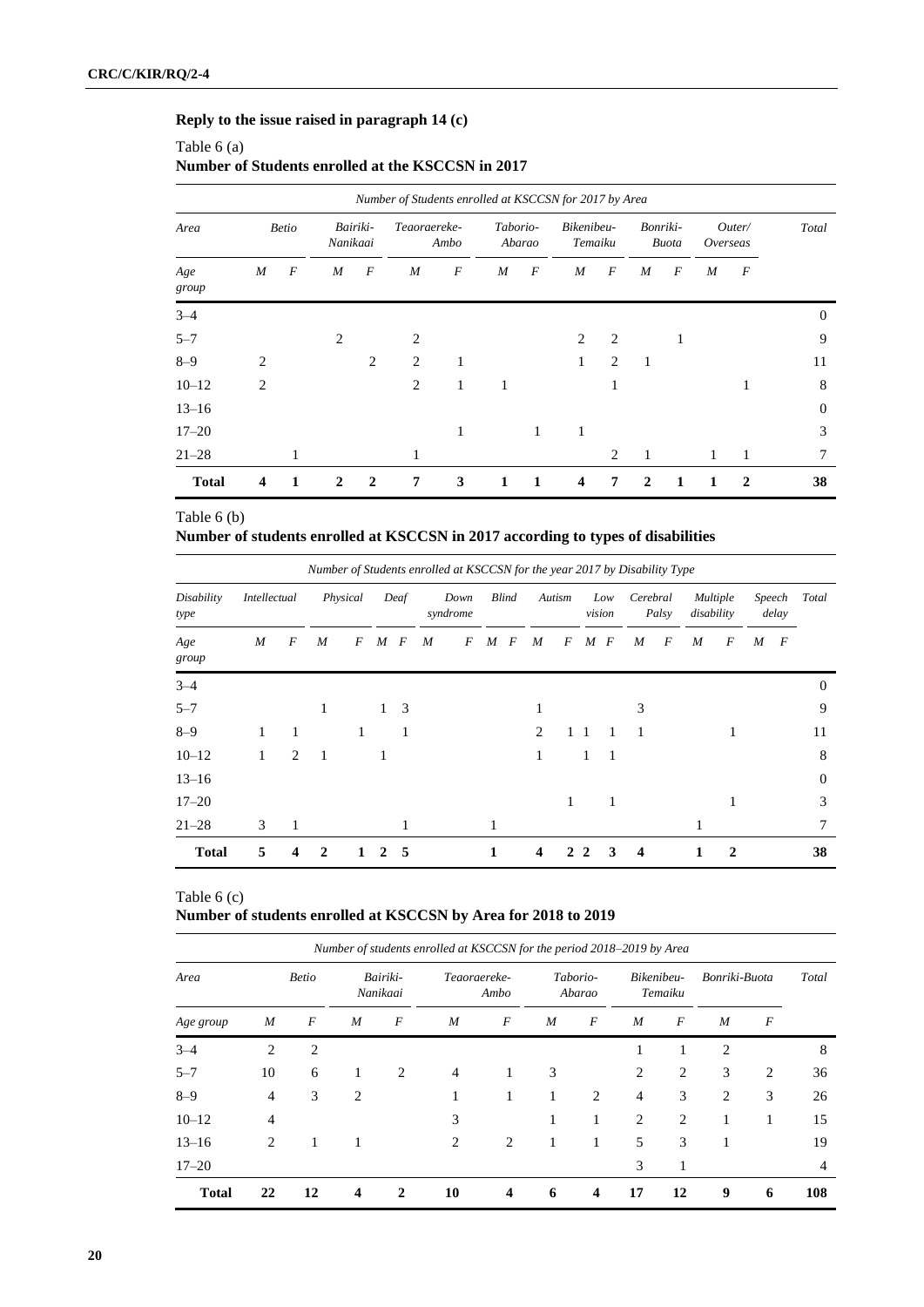## Reply to the issue raised in paragraph 14 (c)

Table 6 (a)
**Number of Students enrolled at the KSCCSN in 2017**

| *Number of Students enrolled at KSCCSN for 2017 by Area* | | | | | | | | | | | | | | | |
|---|---|---|---|---|---|---|---|---|---|---|---|---|---|---|---|
| *Area* | *Betio* | | *Bairiki-Nanikaai* | | *Teaoraereke-Ambo* | | *Taborio-Abarao* | | *Bikenibeu-Temaiku* | | *Bonriki-Buota* | | *Outer/ Overseas* | | *Total* |
| *Age group* | *M* | *F* | *M* | *F* | *M* | *F* | *M* | *F* | *M* | *F* | *M* | *F* | *M* | *F* | |
| 3–4 | | | | | | | | | | | | | | | 0 |
| 5–7 | | | 2 | | 2 | | | | 2 | 2 | | 1 | | | 9 |
| 8–9 | 2 | | | 2 | 2 | 1 | | | 1 | 2 | 1 | | | | 11 |
| 10–12 | 2 | | | | 2 | 1 | 1 | | | 1 | | | | 1 | 8 |
| 13–16 | | | | | | | | | | | | | | | 0 |
| 17–20 | | | | | | 1 | | 1 | 1 | | | | | | 3 |
| 21–28 | | 1 | | | 1 | | | | | 2 | 1 | | 1 | 1 | 7 |
| **Total** | **4** | **1** | **2** | **2** | **7** | **3** | **1** | **1** | **4** | **7** | **2** | **1** | **1** | **2** | **38** |

Table 6 (b)
**Number of students enrolled at KSCCSN in 2017 according to types of disabilities**

| *Number of Students enrolled at KSCCSN for the year 2017 by Disability Type* | | | | | | | | | | | | | | | | | | | | | |
|---|---|---|---|---|---|---|---|---|---|---|---|---|---|---|---|---|---|---|---|---|---|
| *Disability type* | *Intellectual* | | *Physical* | | *Deaf* | | *Down syndrome* | | *Blind* | | *Autism* | | *Low vision* | | *Cerebral Palsy* | | *Multiple disability* | | *Speech delay* | | *Total* |
| *Age group* | *M* | *F* | *M* | *F* | *M* | *F* | *M* | *F* | *M* | *F* | *M* | *F* | *M* | *F* | *M* | *F* | *M* | *F* | *M* | *F* | |
| 3–4 | | | | | | | | | | | | | | | | | | | | | 0 |
| 5–7 | | | 1 | | 1 | 3 | | | | | 1 | | | | 3 | | | | | | 9 |
| 8–9 | 1 | 1 | | 1 | | 1 | | | | | 2 | 1 | 1 | 1 | 1 | | | 1 | | | 11 |
| 10–12 | 1 | 2 | 1 | | 1 | | | | | | 1 | | 1 | 1 | | | | | | | 8 |
| 13–16 | | | | | | | | | | | | | | | | | | | | | 0 |
| 17–20 | | | | | | | | | | | | 1 | | 1 | | | | 1 | | | 3 |
| 21–28 | 3 | 1 | | | | 1 | | | 1 | | | | | | | | 1 | | | | 7 |
| **Total** | **5** | **4** | **2** | **1** | **2** | **5** | | | **1** | | **4** | **2** | **2** | **3** | **4** | | **1** | **2** | | | **38** |

Table 6 (c)
**Number of students enrolled at KSCCSN by Area for 2018 to 2019**

| *Number of students enrolled at KSCCSN for the period 2018–2019 by Area* | | | | | | | | | | | | | |
|---|---|---|---|---|---|---|---|---|---|---|---|---|---|
| *Area* | *Betio* | | *Bairiki-Nanikaai* | | *Teaoraereke-Ambo* | | *Taborio-Abarao* | | *Bikenibeu-Temaiku* | | *Bonriki-Buota* | | *Total* |
| *Age group* | *M* | *F* | *M* | *F* | *M* | *F* | *M* | *F* | *M* | *F* | *M* | *F* | |
| 3–4 | 2 | 2 | | | | | | | 1 | 1 | 2 | | 8 |
| 5–7 | 10 | 6 | 1 | 2 | 4 | 1 | 3 | | 2 | 2 | 3 | 2 | 36 |
| 8–9 | 4 | 3 | 2 | | 1 | 1 | 1 | 2 | 4 | 3 | 2 | 3 | 26 |
| 10–12 | 4 | | | | 3 | | 1 | 1 | 2 | 2 | 1 | 1 | 15 |
| 13–16 | 2 | 1 | 1 | | 2 | 2 | 1 | 1 | 5 | 3 | 1 | | 19 |
| 17–20 | | | | | | | | | 3 | 1 | | | 4 |
| **Total** | **22** | **12** | **4** | **2** | **10** | **4** | **6** | **4** | **17** | **12** | **9** | **6** | **108** |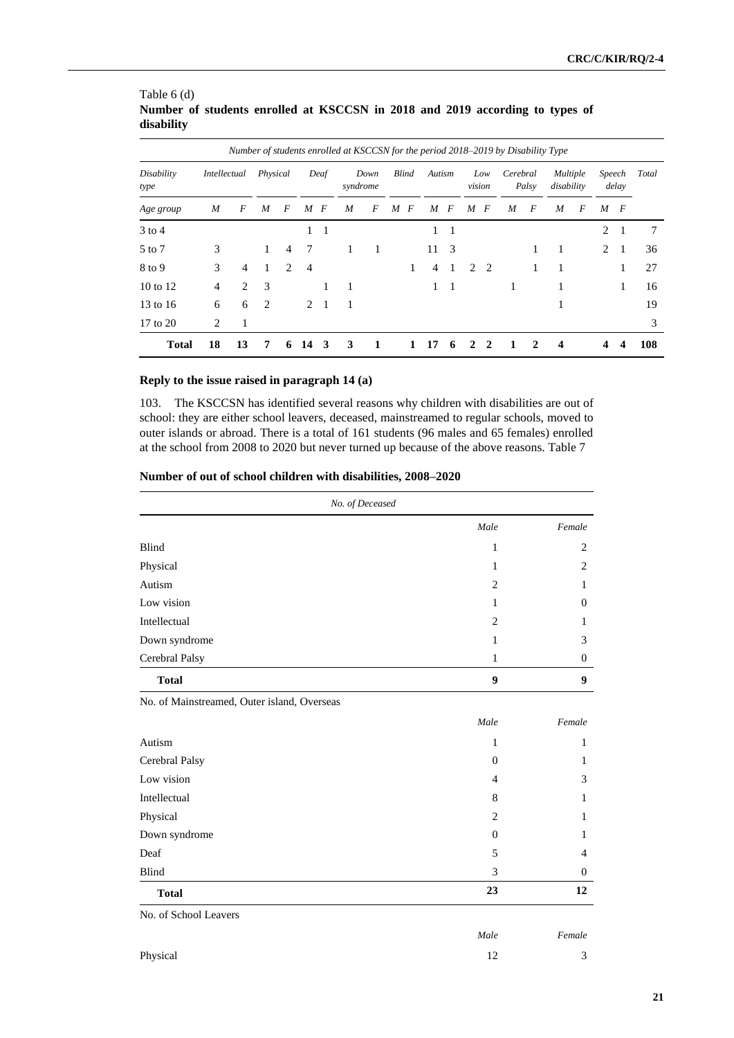Table 6 (d)

**Number of students enrolled at KSCCSN in 2018 and 2019 according to types of disability**

| *Number of students enrolled at KSCCSN for the period 2018–2019 by Disability Type* | | | | | | | | | | | | | | | | | | | | | |
|---|---|---|---|---|---|---|---|---|---|---|---|---|---|---|---|---|---|---|---|---|---|
| *Disability type* | *Intellectual* | | *Physical* | | *Deaf* | | *Down syndrome* | | *Blind* | | *Autism* | | *Low vision* | | *Cerebral Palsy* | | *Multiple disability* | | *Speech delay* | | *Total* |
| *Age group* | *M* | *F* | *M* | *F* | *M* | *F* | *M* | *F* | *M* | *F* | *M* | *F* | *M* | *F* | *M* | *F* | *M* | *F* | *M* | *F* | |
| 3 to 4 | | | | | 1 | 1 | | | | | 1 | 1 | | | | | | | 2 | 1 | 7 |
| 5 to 7 | 3 | | 1 | 4 | 7 | | 1 | 1 | | | 11 | 3 | | | | 1 | 1 | | 2 | 1 | 36 |
| 8 to 9 | 3 | 4 | 1 | 2 | 4 | | | | | 1 | 4 | 1 | 2 | 2 | | 1 | 1 | | | 1 | 27 |
| 10 to 12 | 4 | 2 | 3 | | | 1 | 1 | | | | 1 | 1 | | | 1 | | 1 | | | 1 | 16 |
| 13 to 16 | 6 | 6 | 2 | | 2 | 1 | 1 | | | | | | | | | | 1 | | | | 19 |
| 17 to 20 | 2 | 1 | | | | | | | | | | | | | | | | | | | 3 |
| **Total** | **18** | **13** | **7** | **6** | **14** | **3** | **3** | **1** | | **1** | **17** | **6** | **2** | **2** | **1** | **2** | **4** | | **4** | **4** | **108** |

### Reply to the issue raised in paragraph 14 (a)

103. The KSCCSN has identified several reasons why children with disabilities are out of school: they are either school leavers, deceased, mainstreamed to regular schools, moved to outer islands or abroad. There is a total of 161 students (96 males and 65 females) enrolled at the school from 2008 to 2020 but never turned up because of the above reasons. Table 7

**Number of out of school children with disabilities, 2008–2020**

| *No. of Deceased* | | |
|---|---|---|
| | *Male* | *Female* |
| Blind | 1 | 2 |
| Physical | 1 | 2 |
| Autism | 2 | 1 |
| Low vision | 1 | 0 |
| Intellectual | 2 | 1 |
| Down syndrome | 1 | 3 |
| Cerebral Palsy | 1 | 0 |
| **Total** | **9** | **9** |
| No. of Mainstreamed, Outer island, Overseas | | |
| | *Male* | *Female* |
| Autism | 1 | 1 |
| Cerebral Palsy | 0 | 1 |
| Low vision | 4 | 3 |
| Intellectual | 8 | 1 |
| Physical | 2 | 1 |
| Down syndrome | 0 | 1 |
| Deaf | 5 | 4 |
| Blind | 3 | 0 |
| **Total** | **23** | **12** |
| No. of School Leavers | | |
| | *Male* | *Female* |
| Physical | 12 | 3 |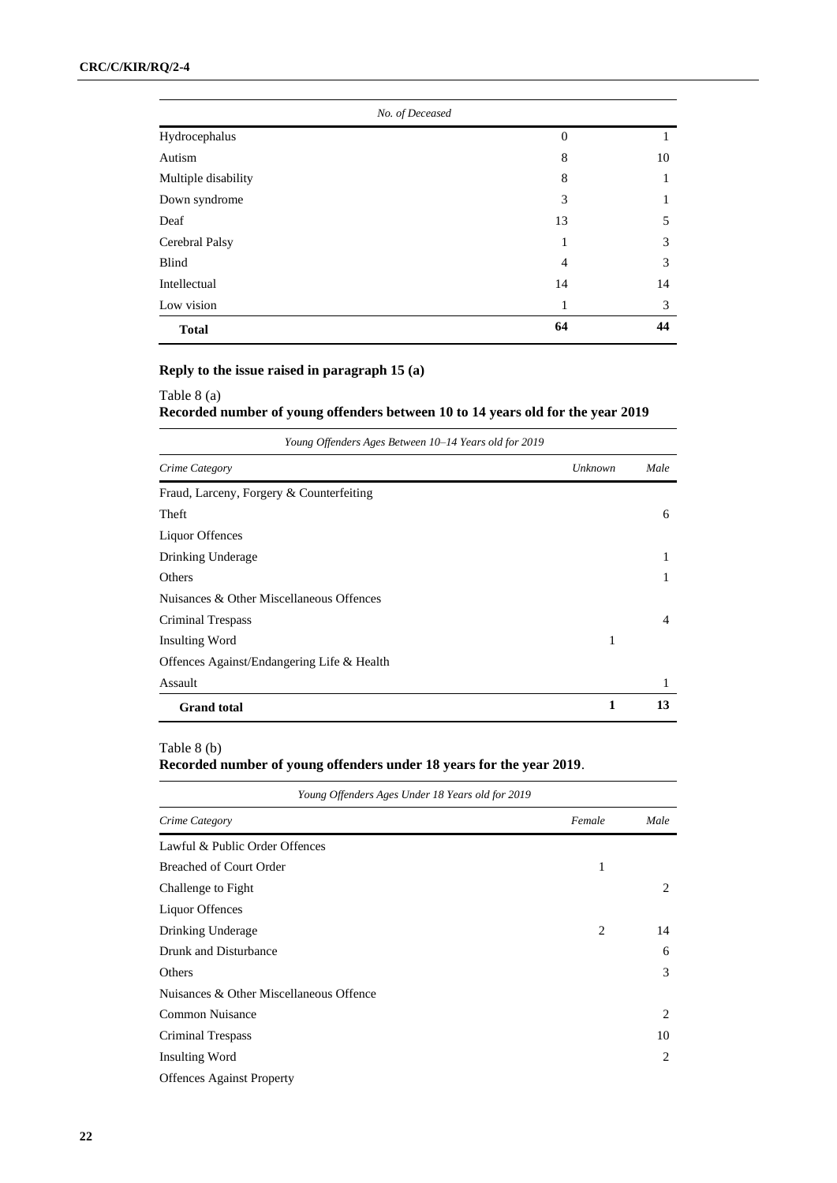| No. of Deceased | | |
|---|---|---|
| Hydrocephalus | 0 | 1 |
| Autism | 8 | 10 |
| Multiple disability | 8 | 1 |
| Down syndrome | 3 | 1 |
| Deaf | 13 | 5 |
| Cerebral Palsy | 1 | 3 |
| Blind | 4 | 3 |
| Intellectual | 14 | 14 |
| Low vision | 1 | 3 |
| **Total** | **64** | **44** |

**Reply to the issue raised in paragraph 15 (a)**

Table 8 (a)
**Recorded number of young offenders between 10 to 14 years old for the year 2019**

| *Young Offenders Ages Between 10–14 Years old for 2019* | | |
|---|---|---|
| *Crime Category* | *Unknown* | *Male* |
| Fraud, Larceny, Forgery & Counterfeiting | | |
| Theft | | 6 |
| Liquor Offences | | |
| Drinking Underage | | 1 |
| Others | | 1 |
| Nuisances & Other Miscellaneous Offences | | |
| Criminal Trespass | | 4 |
| Insulting Word | 1 | |
| Offences Against/Endangering Life & Health | | |
| Assault | | 1 |
| **Grand total** | **1** | **13** |

Table 8 (b)
**Recorded number of young offenders under 18 years for the year 2019**.

| *Young Offenders Ages Under 18 Years old for 2019* | | |
|---|---|---|
| *Crime Category* | *Female* | *Male* |
| Lawful & Public Order Offences | | |
| Breached of Court Order | 1 | |
| Challenge to Fight | | 2 |
| Liquor Offences | | |
| Drinking Underage | 2 | 14 |
| Drunk and Disturbance | | 6 |
| Others | | 3 |
| Nuisances & Other Miscellaneous Offence | | |
| Common Nuisance | | 2 |
| Criminal Trespass | | 10 |
| Insulting Word | | 2 |
| Offences Against Property | | |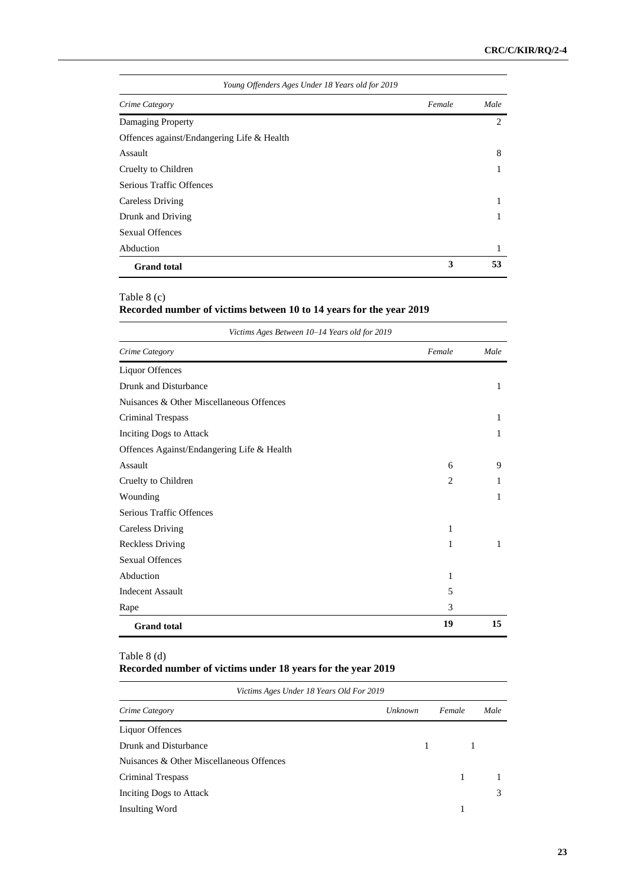| Young Offenders Ages Under 18 Years old for 2019 | | |
|---|---|---|
| *Crime Category* | *Female* | *Male* |
| Damaging Property | | 2 |
| Offences against/Endangering Life & Health | | |
| Assault | | 8 |
| Cruelty to Children | | 1 |
| Serious Traffic Offences | | |
| Careless Driving | | 1 |
| Drunk and Driving | | 1 |
| Sexual Offences | | |
| Abduction | | 1 |
| **Grand total** | **3** | **53** |

Table 8 (c)

**Recorded number of victims between 10 to 14 years for the year 2019**

| Victims Ages Between 10–14 Years old for 2019 | | |
|---|---|---|
| *Crime Category* | *Female* | *Male* |
| Liquor Offences | | |
| Drunk and Disturbance | | 1 |
| Nuisances & Other Miscellaneous Offences | | |
| Criminal Trespass | | 1 |
| Inciting Dogs to Attack | | 1 |
| Offences Against/Endangering Life & Health | | |
| Assault | 6 | 9 |
| Cruelty to Children | 2 | 1 |
| Wounding | | 1 |
| Serious Traffic Offences | | |
| Careless Driving | 1 | |
| Reckless Driving | 1 | 1 |
| Sexual Offences | | |
| Abduction | 1 | |
| Indecent Assault | 5 | |
| Rape | 3 | |
| **Grand total** | **19** | **15** |

Table 8 (d)

**Recorded number of victims under 18 years for the year 2019**

| Victims Ages Under 18 Years Old For 2019 | | | |
|---|---|---|---|
| *Crime Category* | *Unknown* | *Female* | *Male* |
| Liquor Offences | | | |
| Drunk and Disturbance | 1 | 1 | |
| Nuisances & Other Miscellaneous Offences | | | |
| Criminal Trespass | | 1 | 1 |
| Inciting Dogs to Attack | | | 3 |
| Insulting Word | | 1 | |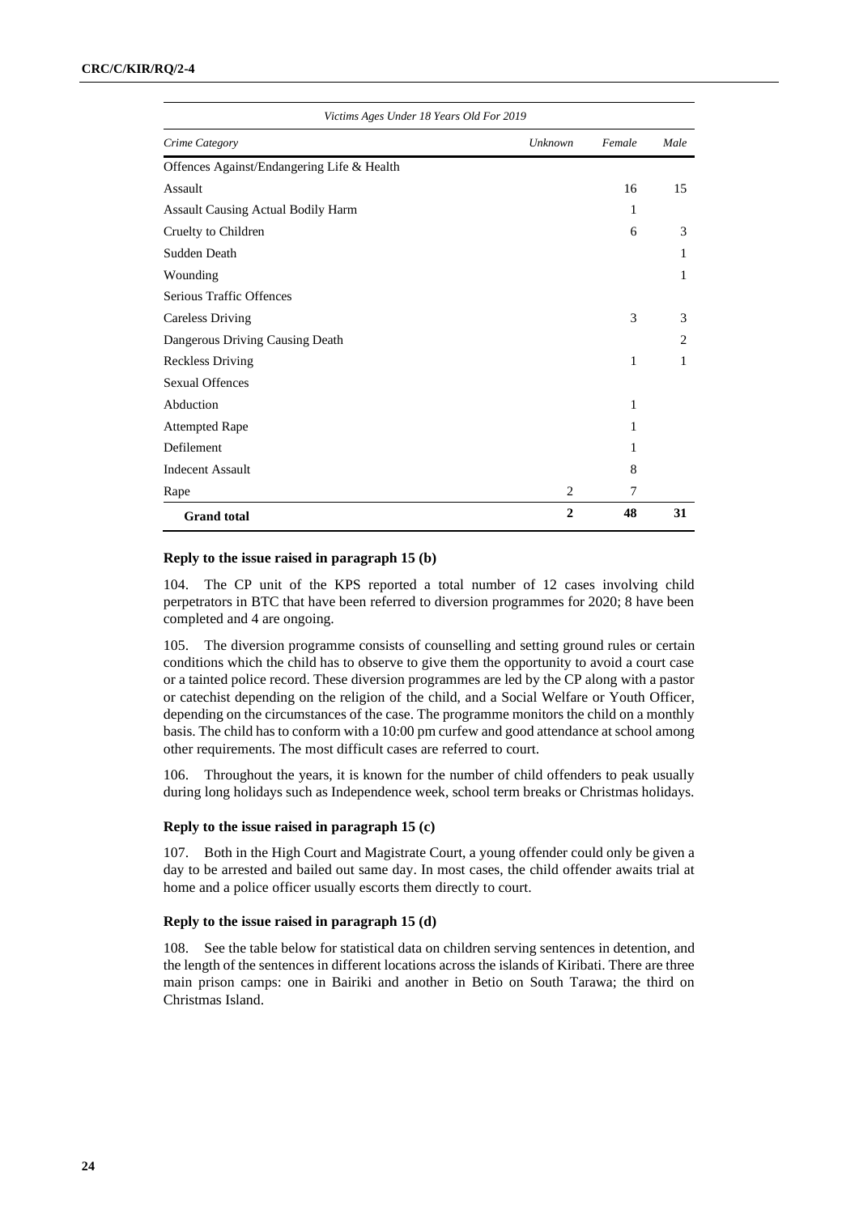| *Victims Ages Under 18 Years Old For 2019* | | | |
|---|---|---|---|
| *Crime Category* | *Unknown* | *Female* | *Male* |
| Offences Against/Endangering Life & Health | | | |
| Assault | | 16 | 15 |
| Assault Causing Actual Bodily Harm | | 1 | |
| Cruelty to Children | | 6 | 3 |
| Sudden Death | | | 1 |
| Wounding | | | 1 |
| Serious Traffic Offences | | | |
| Careless Driving | | 3 | 3 |
| Dangerous Driving Causing Death | | | 2 |
| Reckless Driving | | 1 | 1 |
| Sexual Offences | | | |
| Abduction | | 1 | |
| Attempted Rape | | 1 | |
| Defilement | | 1 | |
| Indecent Assault | | 8 | |
| Rape | 2 | 7 | |
| **Grand total** | **2** | **48** | **31** |

#### Reply to the issue raised in paragraph 15 (b)

104. The CP unit of the KPS reported a total number of 12 cases involving child perpetrators in BTC that have been referred to diversion programmes for 2020; 8 have been completed and 4 are ongoing.

105. The diversion programme consists of counselling and setting ground rules or certain conditions which the child has to observe to give them the opportunity to avoid a court case or a tainted police record. These diversion programmes are led by the CP along with a pastor or catechist depending on the religion of the child, and a Social Welfare or Youth Officer, depending on the circumstances of the case. The programme monitors the child on a monthly basis. The child has to conform with a 10:00 pm curfew and good attendance at school among other requirements. The most difficult cases are referred to court.

106. Throughout the years, it is known for the number of child offenders to peak usually during long holidays such as Independence week, school term breaks or Christmas holidays.

#### Reply to the issue raised in paragraph 15 (c)

107. Both in the High Court and Magistrate Court, a young offender could only be given a day to be arrested and bailed out same day. In most cases, the child offender awaits trial at home and a police officer usually escorts them directly to court.

#### Reply to the issue raised in paragraph 15 (d)

108. See the table below for statistical data on children serving sentences in detention, and the length of the sentences in different locations across the islands of Kiribati. There are three main prison camps: one in Bairiki and another in Betio on South Tarawa; the third on Christmas Island.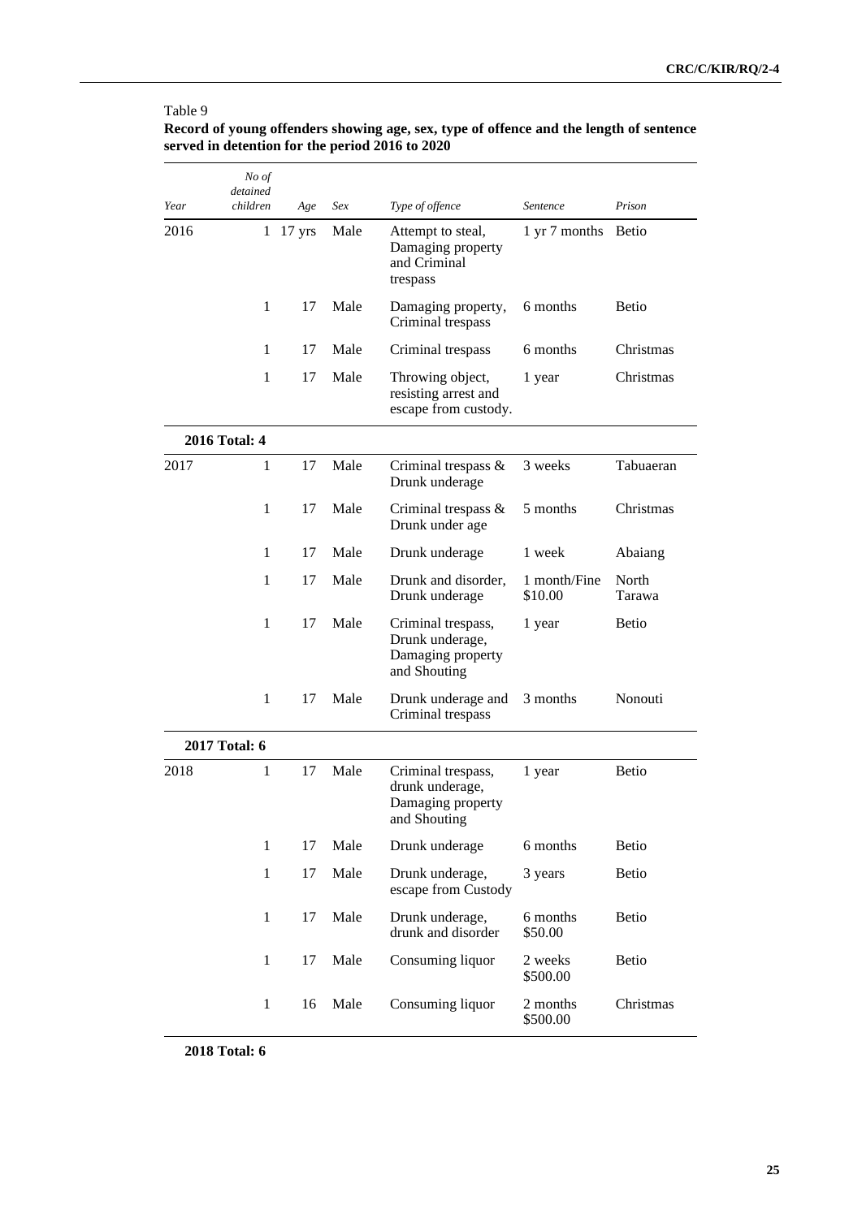Table 9

**Record of young offenders showing age, sex, type of offence and the length of sentence served in detention for the period 2016 to 2020**

| *Year* | *No of detained children* | *Age* | *Sex* | *Type of offence* | *Sentence* | *Prison* |
|---|---|---|---|---|---|---|
| 2016 | 1 | 17 yrs | Male | Attempt to steal, Damaging property and Criminal trespass | 1 yr 7 months | Betio |
| | 1 | 17 | Male | Damaging property, Criminal trespass | 6 months | Betio |
| | 1 | 17 | Male | Criminal trespass | 6 months | Christmas |
| | 1 | 17 | Male | Throwing object, resisting arrest and escape from custody. | 1 year | Christmas |
| **2016 Total: 4** | | | | | | |
| 2017 | 1 | 17 | Male | Criminal trespass & Drunk underage | 3 weeks | Tabuaeran |
| | 1 | 17 | Male | Criminal trespass & Drunk under age | 5 months | Christmas |
| | 1 | 17 | Male | Drunk underage | 1 week | Abaiang |
| | 1 | 17 | Male | Drunk and disorder, Drunk underage | 1 month/Fine $10.00 | North Tarawa |
| | 1 | 17 | Male | Criminal trespass, Drunk underage, Damaging property and Shouting | 1 year | Betio |
| | 1 | 17 | Male | Drunk underage and Criminal trespass | 3 months | Nonouti |
| **2017 Total: 6** | | | | | | |
| 2018 | 1 | 17 | Male | Criminal trespass, drunk underage, Damaging property and Shouting | 1 year | Betio |
| | 1 | 17 | Male | Drunk underage | 6 months | Betio |
| | 1 | 17 | Male | Drunk underage, escape from Custody | 3 years | Betio |
| | 1 | 17 | Male | Drunk underage, drunk and disorder | 6 months $50.00 | Betio |
| | 1 | 17 | Male | Consuming liquor | 2 weeks $500.00 | Betio |
| | 1 | 16 | Male | Consuming liquor | 2 months $500.00 | Christmas |
| **2018 Total: 6** | | | | | | |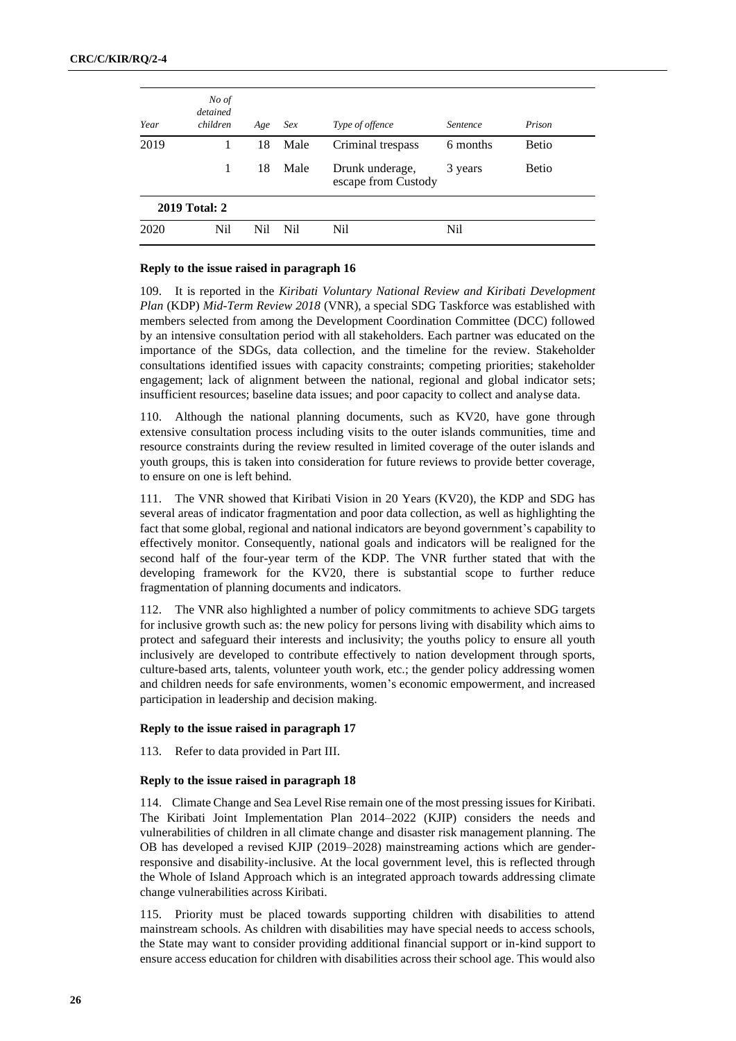| Year | No of detained children | Age | Sex | Type of offence | Sentence | Prison |
|---|---|---|---|---|---|---|
| 2019 | 1 | 18 | Male | Criminal trespass | 6 months | Betio |
| | 1 | 18 | Male | Drunk underage, escape from Custody | 3 years | Betio |
| **2019 Total: 2** | | | | | | |
| 2020 | Nil | Nil | Nil | Nil | Nil | |

### Reply to the issue raised in paragraph 16

109. It is reported in the *Kiribati Voluntary National Review and Kiribati Development Plan* (KDP) *Mid-Term Review 2018* (VNR), a special SDG Taskforce was established with members selected from among the Development Coordination Committee (DCC) followed by an intensive consultation period with all stakeholders. Each partner was educated on the importance of the SDGs, data collection, and the timeline for the review. Stakeholder consultations identified issues with capacity constraints; competing priorities; stakeholder engagement; lack of alignment between the national, regional and global indicator sets; insufficient resources; baseline data issues; and poor capacity to collect and analyse data.

110. Although the national planning documents, such as KV20, have gone through extensive consultation process including visits to the outer islands communities, time and resource constraints during the review resulted in limited coverage of the outer islands and youth groups, this is taken into consideration for future reviews to provide better coverage, to ensure on one is left behind.

111. The VNR showed that Kiribati Vision in 20 Years (KV20), the KDP and SDG has several areas of indicator fragmentation and poor data collection, as well as highlighting the fact that some global, regional and national indicators are beyond government's capability to effectively monitor. Consequently, national goals and indicators will be realigned for the second half of the four-year term of the KDP. The VNR further stated that with the developing framework for the KV20, there is substantial scope to further reduce fragmentation of planning documents and indicators.

112. The VNR also highlighted a number of policy commitments to achieve SDG targets for inclusive growth such as: the new policy for persons living with disability which aims to protect and safeguard their interests and inclusivity; the youths policy to ensure all youth inclusively are developed to contribute effectively to nation development through sports, culture-based arts, talents, volunteer youth work, etc.; the gender policy addressing women and children needs for safe environments, women's economic empowerment, and increased participation in leadership and decision making.

### Reply to the issue raised in paragraph 17

113. Refer to data provided in Part III.

### Reply to the issue raised in paragraph 18

114. Climate Change and Sea Level Rise remain one of the most pressing issues for Kiribati. The Kiribati Joint Implementation Plan 2014–2022 (KJIP) considers the needs and vulnerabilities of children in all climate change and disaster risk management planning. The OB has developed a revised KJIP (2019–2028) mainstreaming actions which are gender-responsive and disability-inclusive. At the local government level, this is reflected through the Whole of Island Approach which is an integrated approach towards addressing climate change vulnerabilities across Kiribati.

115. Priority must be placed towards supporting children with disabilities to attend mainstream schools. As children with disabilities may have special needs to access schools, the State may want to consider providing additional financial support or in-kind support to ensure access education for children with disabilities across their school age. This would also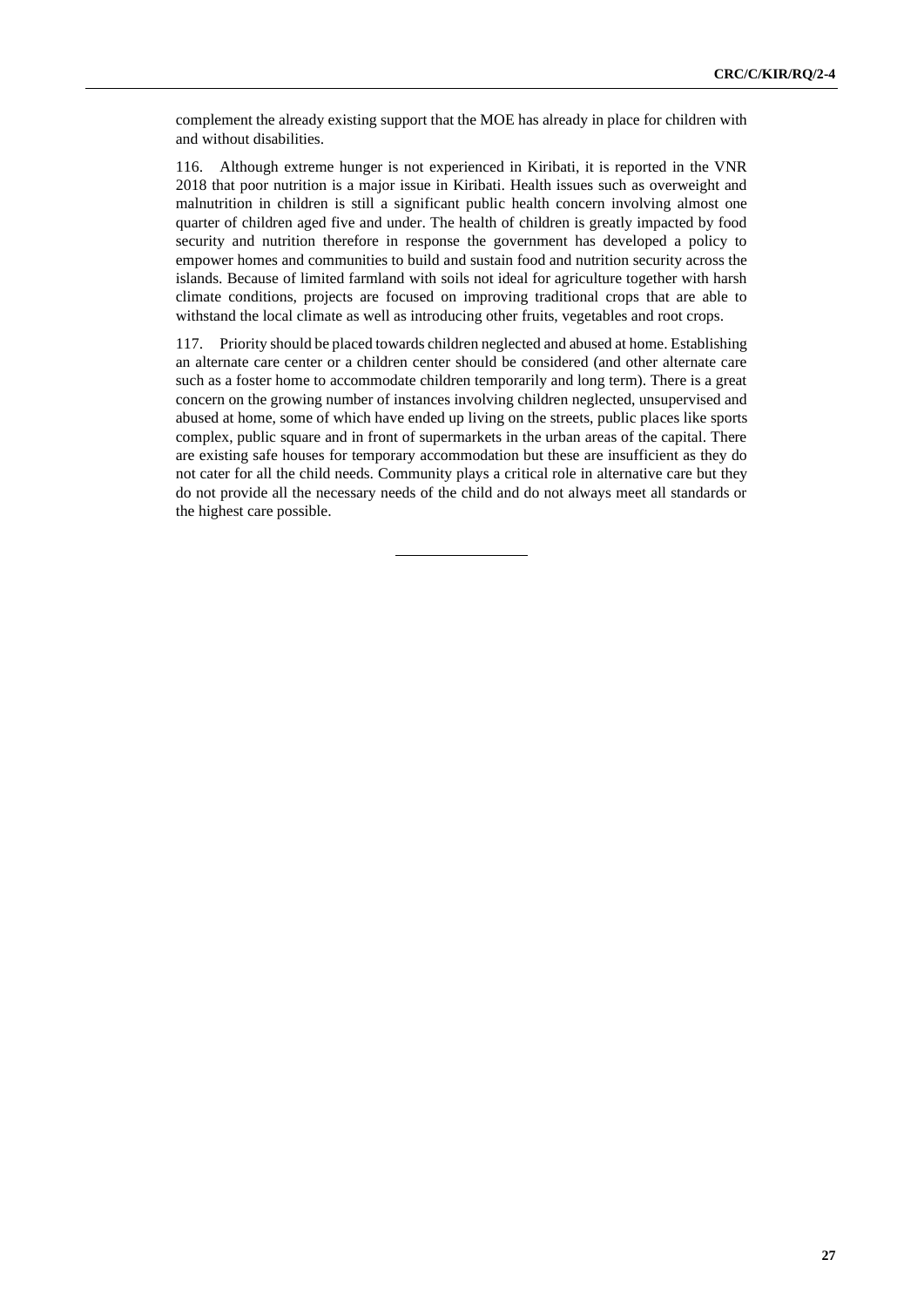complement the already existing support that the MOE has already in place for children with and without disabilities.

116. Although extreme hunger is not experienced in Kiribati, it is reported in the VNR 2018 that poor nutrition is a major issue in Kiribati. Health issues such as overweight and malnutrition in children is still a significant public health concern involving almost one quarter of children aged five and under. The health of children is greatly impacted by food security and nutrition therefore in response the government has developed a policy to empower homes and communities to build and sustain food and nutrition security across the islands. Because of limited farmland with soils not ideal for agriculture together with harsh climate conditions, projects are focused on improving traditional crops that are able to withstand the local climate as well as introducing other fruits, vegetables and root crops.

117. Priority should be placed towards children neglected and abused at home. Establishing an alternate care center or a children center should be considered (and other alternate care such as a foster home to accommodate children temporarily and long term). There is a great concern on the growing number of instances involving children neglected, unsupervised and abused at home, some of which have ended up living on the streets, public places like sports complex, public square and in front of supermarkets in the urban areas of the capital. There are existing safe houses for temporary accommodation but these are insufficient as they do not cater for all the child needs. Community plays a critical role in alternative care but they do not provide all the necessary needs of the child and do not always meet all standards or the highest care possible.